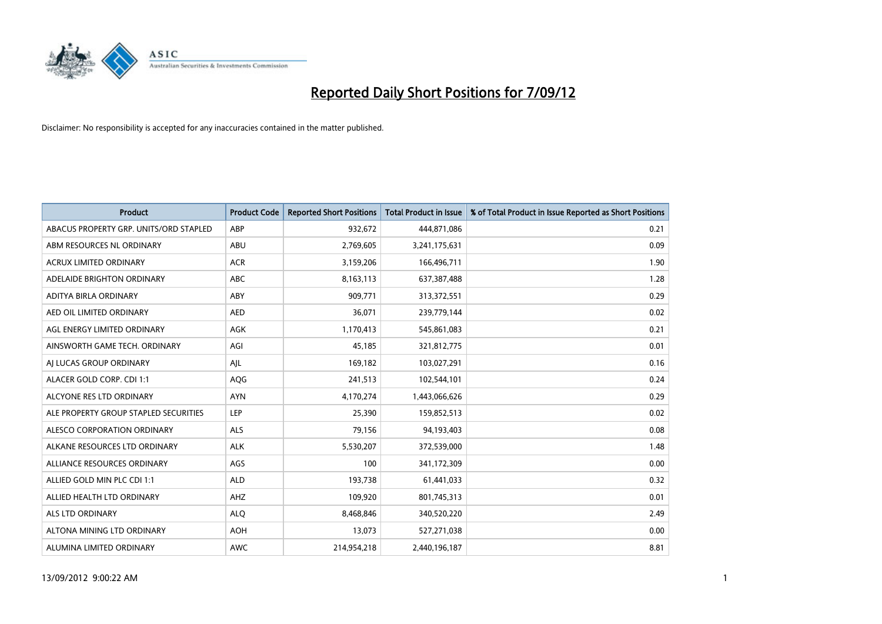# Reported Daily Short Positions for 7/09/12

Disclaimer: No responsibility is accepted for any inaccuracies contained in the matter published.

| Product | Product Code | Reported Short Positions | Total Product in Issue | % of Total Product in Issue Reported as Short Positions |
|---|---|---|---|---|
| ABACUS PROPERTY GRP. UNITS/ORD STAPLED | ABP | 932,672 | 444,871,086 | 0.21 |
| ABM RESOURCES NL ORDINARY | ABU | 2,769,605 | 3,241,175,631 | 0.09 |
| ACRUX LIMITED ORDINARY | ACR | 3,159,206 | 166,496,711 | 1.90 |
| ADELAIDE BRIGHTON ORDINARY | ABC | 8,163,113 | 637,387,488 | 1.28 |
| ADITYA BIRLA ORDINARY | ABY | 909,771 | 313,372,551 | 0.29 |
| AED OIL LIMITED ORDINARY | AED | 36,071 | 239,779,144 | 0.02 |
| AGL ENERGY LIMITED ORDINARY | AGK | 1,170,413 | 545,861,083 | 0.21 |
| AINSWORTH GAME TECH. ORDINARY | AGI | 45,185 | 321,812,775 | 0.01 |
| AJ LUCAS GROUP ORDINARY | AJL | 169,182 | 103,027,291 | 0.16 |
| ALACER GOLD CORP. CDI 1:1 | AQG | 241,513 | 102,544,101 | 0.24 |
| ALCYONE RES LTD ORDINARY | AYN | 4,170,274 | 1,443,066,626 | 0.29 |
| ALE PROPERTY GROUP STAPLED SECURITIES | LEP | 25,390 | 159,852,513 | 0.02 |
| ALESCO CORPORATION ORDINARY | ALS | 79,156 | 94,193,403 | 0.08 |
| ALKANE RESOURCES LTD ORDINARY | ALK | 5,530,207 | 372,539,000 | 1.48 |
| ALLIANCE RESOURCES ORDINARY | AGS | 100 | 341,172,309 | 0.00 |
| ALLIED GOLD MIN PLC CDI 1:1 | ALD | 193,738 | 61,441,033 | 0.32 |
| ALLIED HEALTH LTD ORDINARY | AHZ | 109,920 | 801,745,313 | 0.01 |
| ALS LTD ORDINARY | ALQ | 8,468,846 | 340,520,220 | 2.49 |
| ALTONA MINING LTD ORDINARY | AOH | 13,073 | 527,271,038 | 0.00 |
| ALUMINA LIMITED ORDINARY | AWC | 214,954,218 | 2,440,196,187 | 8.81 |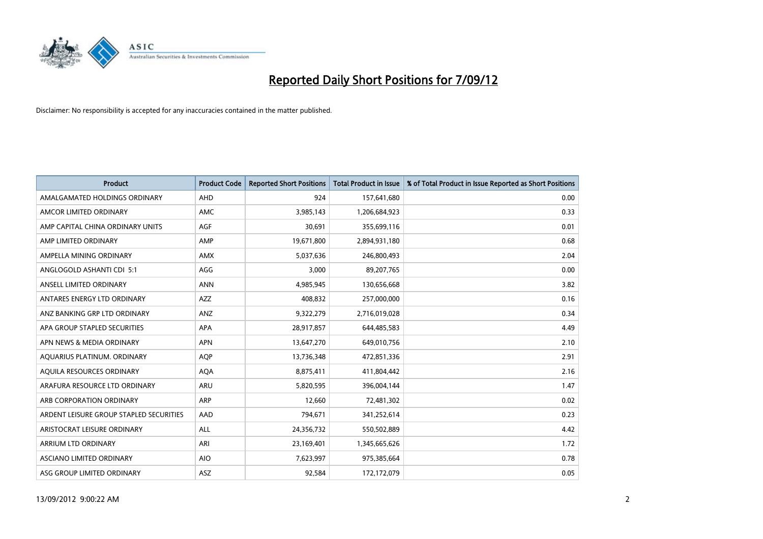# Reported Daily Short Positions for 7/09/12

Disclaimer: No responsibility is accepted for any inaccuracies contained in the matter published.

| Product | Product Code | Reported Short Positions | Total Product in Issue | % of Total Product in Issue Reported as Short Positions |
|---|---|---|---|---|
| AMALGAMATED HOLDINGS ORDINARY | AHD | 924 | 157,641,680 | 0.00 |
| AMCOR LIMITED ORDINARY | AMC | 3,985,143 | 1,206,684,923 | 0.33 |
| AMP CAPITAL CHINA ORDINARY UNITS | AGF | 30,691 | 355,699,116 | 0.01 |
| AMP LIMITED ORDINARY | AMP | 19,671,800 | 2,894,931,180 | 0.68 |
| AMPELLA MINING ORDINARY | AMX | 5,037,636 | 246,800,493 | 2.04 |
| ANGLOGOLD ASHANTI CDI 5:1 | AGG | 3,000 | 89,207,765 | 0.00 |
| ANSELL LIMITED ORDINARY | ANN | 4,985,945 | 130,656,668 | 3.82 |
| ANTARES ENERGY LTD ORDINARY | AZZ | 408,832 | 257,000,000 | 0.16 |
| ANZ BANKING GRP LTD ORDINARY | ANZ | 9,322,279 | 2,716,019,028 | 0.34 |
| APA GROUP STAPLED SECURITIES | APA | 28,917,857 | 644,485,583 | 4.49 |
| APN NEWS & MEDIA ORDINARY | APN | 13,647,270 | 649,010,756 | 2.10 |
| AQUARIUS PLATINUM. ORDINARY | AQP | 13,736,348 | 472,851,336 | 2.91 |
| AQUILA RESOURCES ORDINARY | AQA | 8,875,411 | 411,804,442 | 2.16 |
| ARAFURA RESOURCE LTD ORDINARY | ARU | 5,820,595 | 396,004,144 | 1.47 |
| ARB CORPORATION ORDINARY | ARP | 12,660 | 72,481,302 | 0.02 |
| ARDENT LEISURE GROUP STAPLED SECURITIES | AAD | 794,671 | 341,252,614 | 0.23 |
| ARISTOCRAT LEISURE ORDINARY | ALL | 24,356,732 | 550,502,889 | 4.42 |
| ARRIUM LTD ORDINARY | ARI | 23,169,401 | 1,345,665,626 | 1.72 |
| ASCIANO LIMITED ORDINARY | AIO | 7,623,997 | 975,385,664 | 0.78 |
| ASG GROUP LIMITED ORDINARY | ASZ | 92,584 | 172,172,079 | 0.05 |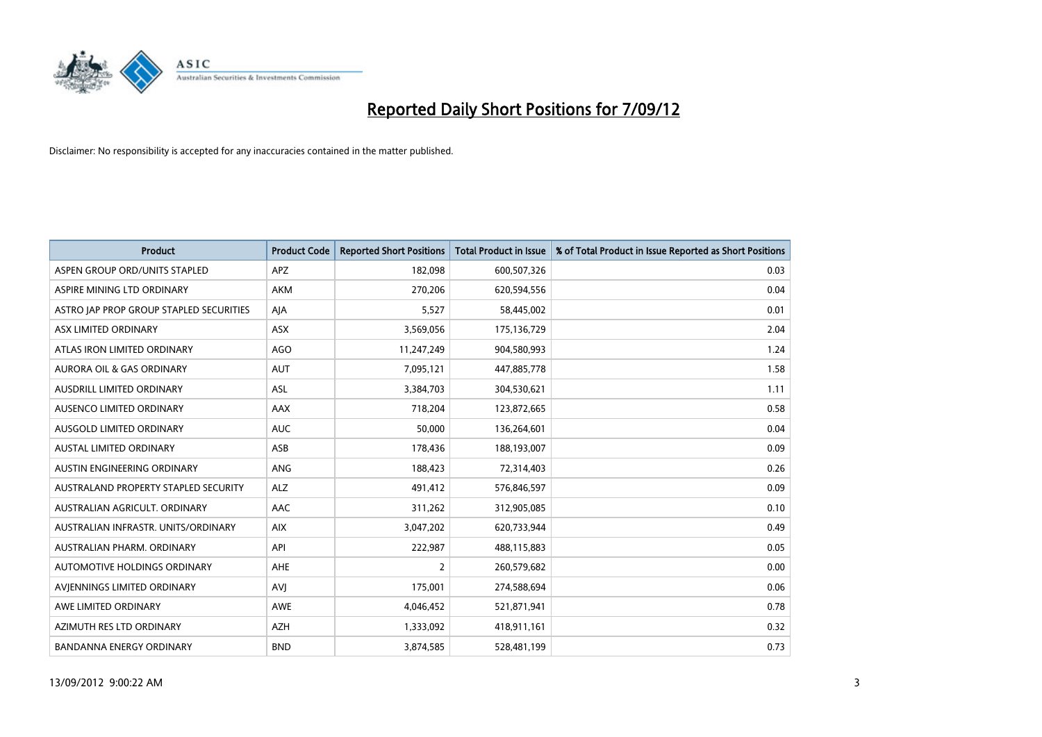# Reported Daily Short Positions for 7/09/12

Disclaimer: No responsibility is accepted for any inaccuracies contained in the matter published.

| Product | Product Code | Reported Short Positions | Total Product in Issue | % of Total Product in Issue Reported as Short Positions |
|---|---|---|---|---|
| ASPEN GROUP ORD/UNITS STAPLED | APZ | 182,098 | 600,507,326 | 0.03 |
| ASPIRE MINING LTD ORDINARY | AKM | 270,206 | 620,594,556 | 0.04 |
| ASTRO JAP PROP GROUP STAPLED SECURITIES | AJA | 5,527 | 58,445,002 | 0.01 |
| ASX LIMITED ORDINARY | ASX | 3,569,056 | 175,136,729 | 2.04 |
| ATLAS IRON LIMITED ORDINARY | AGO | 11,247,249 | 904,580,993 | 1.24 |
| AURORA OIL & GAS ORDINARY | AUT | 7,095,121 | 447,885,778 | 1.58 |
| AUSDRILL LIMITED ORDINARY | ASL | 3,384,703 | 304,530,621 | 1.11 |
| AUSENCO LIMITED ORDINARY | AAX | 718,204 | 123,872,665 | 0.58 |
| AUSGOLD LIMITED ORDINARY | AUC | 50,000 | 136,264,601 | 0.04 |
| AUSTAL LIMITED ORDINARY | ASB | 178,436 | 188,193,007 | 0.09 |
| AUSTIN ENGINEERING ORDINARY | ANG | 188,423 | 72,314,403 | 0.26 |
| AUSTRALAND PROPERTY STAPLED SECURITY | ALZ | 491,412 | 576,846,597 | 0.09 |
| AUSTRALIAN AGRICULT. ORDINARY | AAC | 311,262 | 312,905,085 | 0.10 |
| AUSTRALIAN INFRASTR. UNITS/ORDINARY | AIX | 3,047,202 | 620,733,944 | 0.49 |
| AUSTRALIAN PHARM. ORDINARY | API | 222,987 | 488,115,883 | 0.05 |
| AUTOMOTIVE HOLDINGS ORDINARY | AHE | 2 | 260,579,682 | 0.00 |
| AVJENNINGS LIMITED ORDINARY | AVJ | 175,001 | 274,588,694 | 0.06 |
| AWE LIMITED ORDINARY | AWE | 4,046,452 | 521,871,941 | 0.78 |
| AZIMUTH RES LTD ORDINARY | AZH | 1,333,092 | 418,911,161 | 0.32 |
| BANDANNA ENERGY ORDINARY | BND | 3,874,585 | 528,481,199 | 0.73 |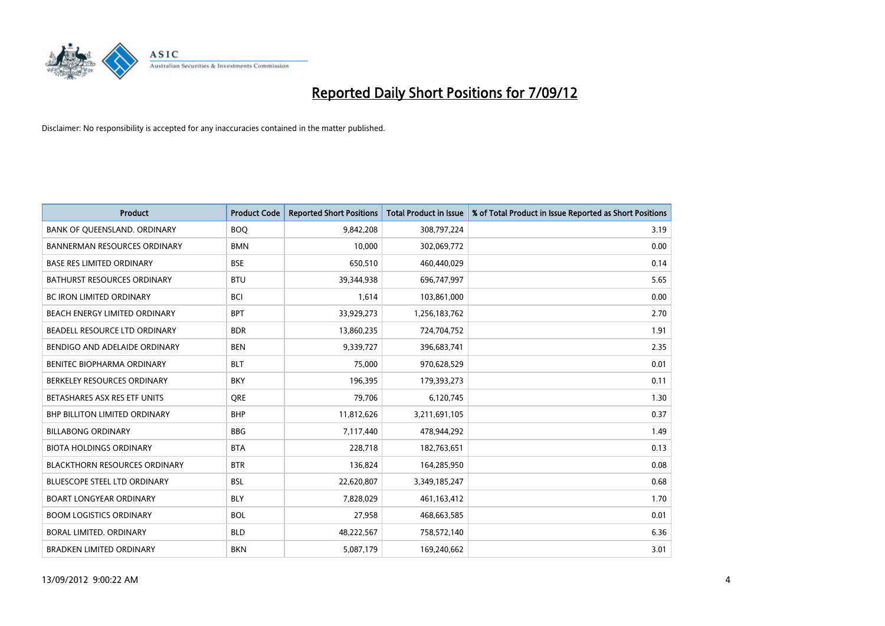# Reported Daily Short Positions for 7/09/12

Disclaimer: No responsibility is accepted for any inaccuracies contained in the matter published.

| Product | Product Code | Reported Short Positions | Total Product in Issue | % of Total Product in Issue Reported as Short Positions |
|---|---|---|---|---|
| BANK OF QUEENSLAND. ORDINARY | BOQ | 9,842,208 | 308,797,224 | 3.19 |
| BANNERMAN RESOURCES ORDINARY | BMN | 10,000 | 302,069,772 | 0.00 |
| BASE RES LIMITED ORDINARY | BSE | 650,510 | 460,440,029 | 0.14 |
| BATHURST RESOURCES ORDINARY | BTU | 39,344,938 | 696,747,997 | 5.65 |
| BC IRON LIMITED ORDINARY | BCI | 1,614 | 103,861,000 | 0.00 |
| BEACH ENERGY LIMITED ORDINARY | BPT | 33,929,273 | 1,256,183,762 | 2.70 |
| BEADELL RESOURCE LTD ORDINARY | BDR | 13,860,235 | 724,704,752 | 1.91 |
| BENDIGO AND ADELAIDE ORDINARY | BEN | 9,339,727 | 396,683,741 | 2.35 |
| BENITEC BIOPHARMA ORDINARY | BLT | 75,000 | 970,628,529 | 0.01 |
| BERKELEY RESOURCES ORDINARY | BKY | 196,395 | 179,393,273 | 0.11 |
| BETASHARES ASX RES ETF UNITS | QRE | 79,706 | 6,120,745 | 1.30 |
| BHP BILLITON LIMITED ORDINARY | BHP | 11,812,626 | 3,211,691,105 | 0.37 |
| BILLABONG ORDINARY | BBG | 7,117,440 | 478,944,292 | 1.49 |
| BIOTA HOLDINGS ORDINARY | BTA | 228,718 | 182,763,651 | 0.13 |
| BLACKTHORN RESOURCES ORDINARY | BTR | 136,824 | 164,285,950 | 0.08 |
| BLUESCOPE STEEL LTD ORDINARY | BSL | 22,620,807 | 3,349,185,247 | 0.68 |
| BOART LONGYEAR ORDINARY | BLY | 7,828,029 | 461,163,412 | 1.70 |
| BOOM LOGISTICS ORDINARY | BOL | 27,958 | 468,663,585 | 0.01 |
| BORAL LIMITED. ORDINARY | BLD | 48,222,567 | 758,572,140 | 6.36 |
| BRADKEN LIMITED ORDINARY | BKN | 5,087,179 | 169,240,662 | 3.01 |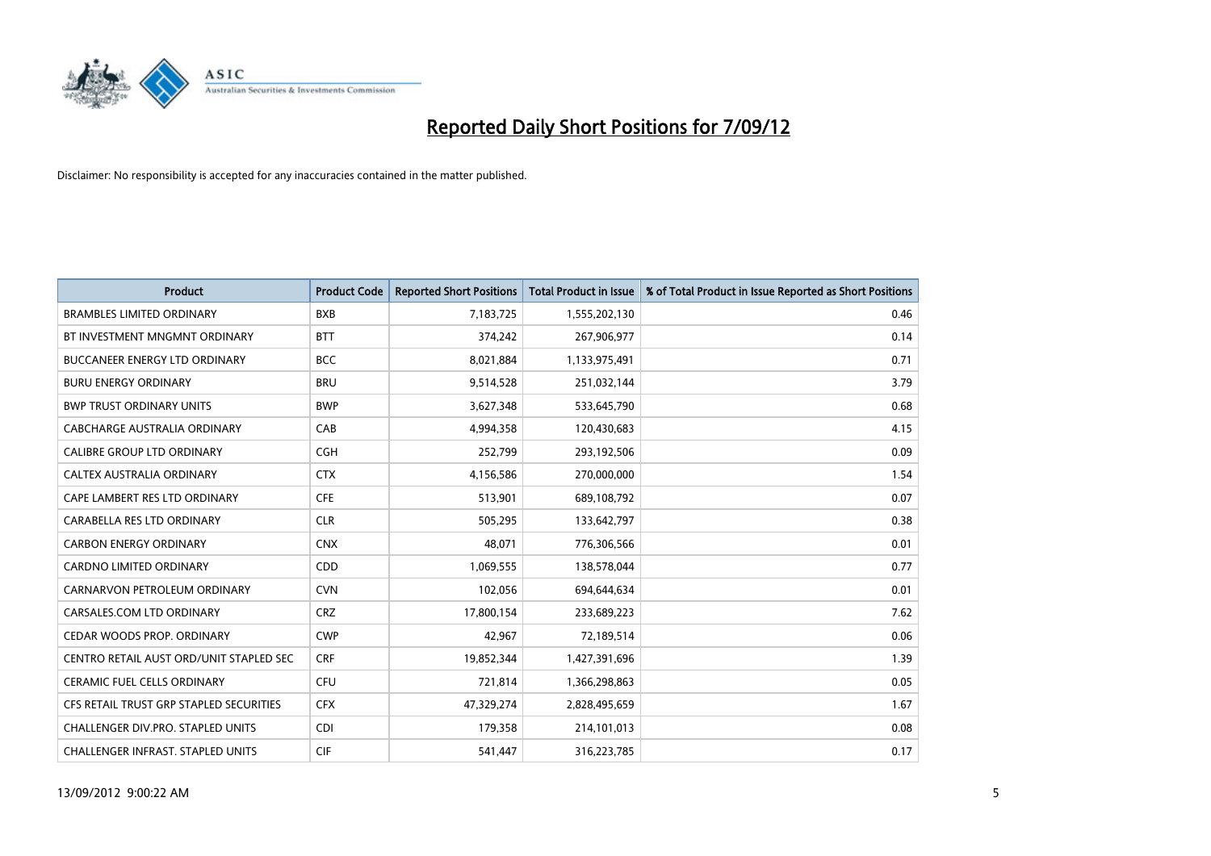# Reported Daily Short Positions for 7/09/12

Disclaimer: No responsibility is accepted for any inaccuracies contained in the matter published.

| Product | Product Code | Reported Short Positions | Total Product in Issue | % of Total Product in Issue Reported as Short Positions |
|---|---|---|---|---|
| BRAMBLES LIMITED ORDINARY | BXB | 7,183,725 | 1,555,202,130 | 0.46 |
| BT INVESTMENT MNGMNT ORDINARY | BTT | 374,242 | 267,906,977 | 0.14 |
| BUCCANEER ENERGY LTD ORDINARY | BCC | 8,021,884 | 1,133,975,491 | 0.71 |
| BURU ENERGY ORDINARY | BRU | 9,514,528 | 251,032,144 | 3.79 |
| BWP TRUST ORDINARY UNITS | BWP | 3,627,348 | 533,645,790 | 0.68 |
| CABCHARGE AUSTRALIA ORDINARY | CAB | 4,994,358 | 120,430,683 | 4.15 |
| CALIBRE GROUP LTD ORDINARY | CGH | 252,799 | 293,192,506 | 0.09 |
| CALTEX AUSTRALIA ORDINARY | CTX | 4,156,586 | 270,000,000 | 1.54 |
| CAPE LAMBERT RES LTD ORDINARY | CFE | 513,901 | 689,108,792 | 0.07 |
| CARABELLA RES LTD ORDINARY | CLR | 505,295 | 133,642,797 | 0.38 |
| CARBON ENERGY ORDINARY | CNX | 48,071 | 776,306,566 | 0.01 |
| CARDNO LIMITED ORDINARY | CDD | 1,069,555 | 138,578,044 | 0.77 |
| CARNARVON PETROLEUM ORDINARY | CVN | 102,056 | 694,644,634 | 0.01 |
| CARSALES.COM LTD ORDINARY | CRZ | 17,800,154 | 233,689,223 | 7.62 |
| CEDAR WOODS PROP. ORDINARY | CWP | 42,967 | 72,189,514 | 0.06 |
| CENTRO RETAIL AUST ORD/UNIT STAPLED SEC | CRF | 19,852,344 | 1,427,391,696 | 1.39 |
| CERAMIC FUEL CELLS ORDINARY | CFU | 721,814 | 1,366,298,863 | 0.05 |
| CFS RETAIL TRUST GRP STAPLED SECURITIES | CFX | 47,329,274 | 2,828,495,659 | 1.67 |
| CHALLENGER DIV.PRO. STAPLED UNITS | CDI | 179,358 | 214,101,013 | 0.08 |
| CHALLENGER INFRAST. STAPLED UNITS | CIF | 541,447 | 316,223,785 | 0.17 |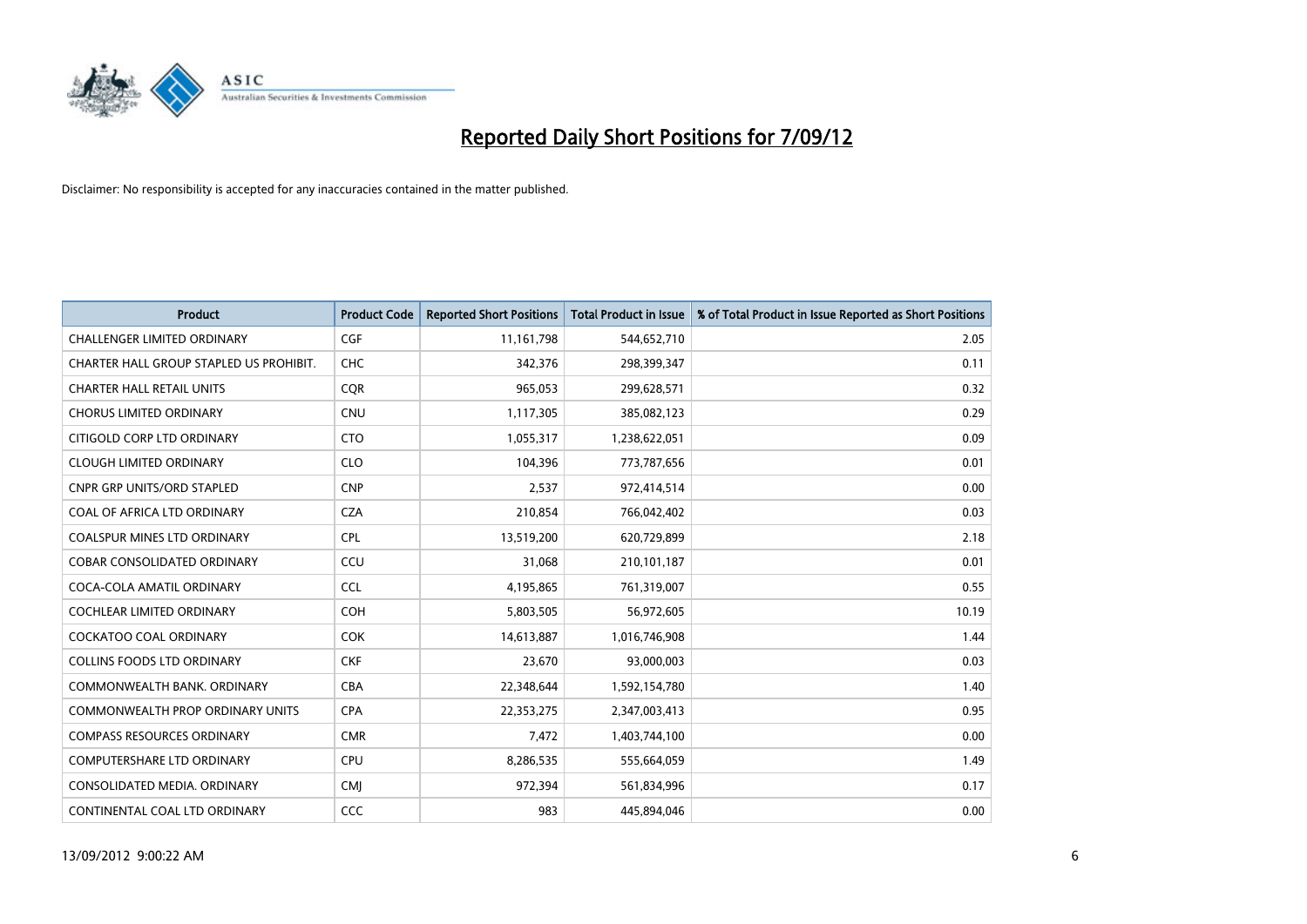# Reported Daily Short Positions for 7/09/12

Disclaimer: No responsibility is accepted for any inaccuracies contained in the matter published.

| Product | Product Code | Reported Short Positions | Total Product in Issue | % of Total Product in Issue Reported as Short Positions |
|---|---|---|---|---|
| CHALLENGER LIMITED ORDINARY | CGF | 11,161,798 | 544,652,710 | 2.05 |
| CHARTER HALL GROUP STAPLED US PROHIBIT. | CHC | 342,376 | 298,399,347 | 0.11 |
| CHARTER HALL RETAIL UNITS | CQR | 965,053 | 299,628,571 | 0.32 |
| CHORUS LIMITED ORDINARY | CNU | 1,117,305 | 385,082,123 | 0.29 |
| CITIGOLD CORP LTD ORDINARY | CTO | 1,055,317 | 1,238,622,051 | 0.09 |
| CLOUGH LIMITED ORDINARY | CLO | 104,396 | 773,787,656 | 0.01 |
| CNPR GRP UNITS/ORD STAPLED | CNP | 2,537 | 972,414,514 | 0.00 |
| COAL OF AFRICA LTD ORDINARY | CZA | 210,854 | 766,042,402 | 0.03 |
| COALSPUR MINES LTD ORDINARY | CPL | 13,519,200 | 620,729,899 | 2.18 |
| COBAR CONSOLIDATED ORDINARY | CCU | 31,068 | 210,101,187 | 0.01 |
| COCA-COLA AMATIL ORDINARY | CCL | 4,195,865 | 761,319,007 | 0.55 |
| COCHLEAR LIMITED ORDINARY | COH | 5,803,505 | 56,972,605 | 10.19 |
| COCKATOO COAL ORDINARY | COK | 14,613,887 | 1,016,746,908 | 1.44 |
| COLLINS FOODS LTD ORDINARY | CKF | 23,670 | 93,000,003 | 0.03 |
| COMMONWEALTH BANK. ORDINARY | CBA | 22,348,644 | 1,592,154,780 | 1.40 |
| COMMONWEALTH PROP ORDINARY UNITS | CPA | 22,353,275 | 2,347,003,413 | 0.95 |
| COMPASS RESOURCES ORDINARY | CMR | 7,472 | 1,403,744,100 | 0.00 |
| COMPUTERSHARE LTD ORDINARY | CPU | 8,286,535 | 555,664,059 | 1.49 |
| CONSOLIDATED MEDIA. ORDINARY | CMJ | 972,394 | 561,834,996 | 0.17 |
| CONTINENTAL COAL LTD ORDINARY | CCC | 983 | 445,894,046 | 0.00 |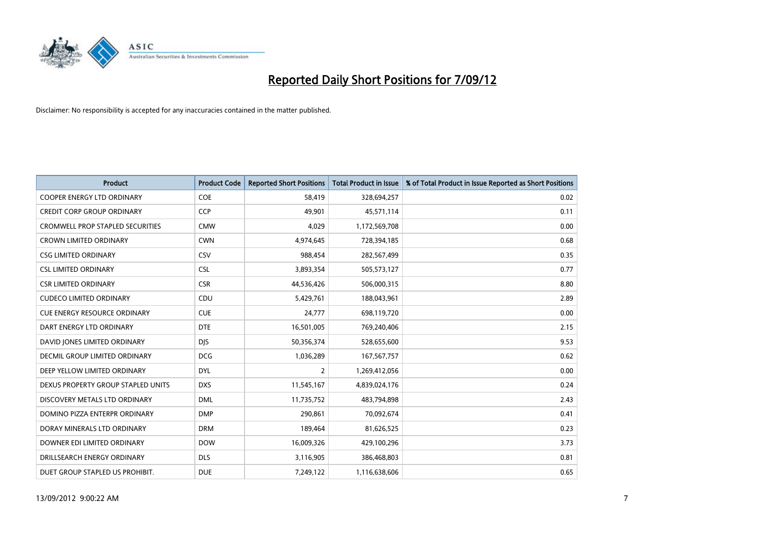# Reported Daily Short Positions for 7/09/12

Disclaimer: No responsibility is accepted for any inaccuracies contained in the matter published.

| Product | Product Code | Reported Short Positions | Total Product in Issue | % of Total Product in Issue Reported as Short Positions |
|---|---|---|---|---|
| COOPER ENERGY LTD ORDINARY | COE | 58,419 | 328,694,257 | 0.02 |
| CREDIT CORP GROUP ORDINARY | CCP | 49,901 | 45,571,114 | 0.11 |
| CROMWELL PROP STAPLED SECURITIES | CMW | 4,029 | 1,172,569,708 | 0.00 |
| CROWN LIMITED ORDINARY | CWN | 4,974,645 | 728,394,185 | 0.68 |
| CSG LIMITED ORDINARY | CSV | 988,454 | 282,567,499 | 0.35 |
| CSL LIMITED ORDINARY | CSL | 3,893,354 | 505,573,127 | 0.77 |
| CSR LIMITED ORDINARY | CSR | 44,536,426 | 506,000,315 | 8.80 |
| CUDECO LIMITED ORDINARY | CDU | 5,429,761 | 188,043,961 | 2.89 |
| CUE ENERGY RESOURCE ORDINARY | CUE | 24,777 | 698,119,720 | 0.00 |
| DART ENERGY LTD ORDINARY | DTE | 16,501,005 | 769,240,406 | 2.15 |
| DAVID JONES LIMITED ORDINARY | DJS | 50,356,374 | 528,655,600 | 9.53 |
| DECMIL GROUP LIMITED ORDINARY | DCG | 1,036,289 | 167,567,757 | 0.62 |
| DEEP YELLOW LIMITED ORDINARY | DYL | 2 | 1,269,412,056 | 0.00 |
| DEXUS PROPERTY GROUP STAPLED UNITS | DXS | 11,545,167 | 4,839,024,176 | 0.24 |
| DISCOVERY METALS LTD ORDINARY | DML | 11,735,752 | 483,794,898 | 2.43 |
| DOMINO PIZZA ENTERPR ORDINARY | DMP | 290,861 | 70,092,674 | 0.41 |
| DORAY MINERALS LTD ORDINARY | DRM | 189,464 | 81,626,525 | 0.23 |
| DOWNER EDI LIMITED ORDINARY | DOW | 16,009,326 | 429,100,296 | 3.73 |
| DRILLSEARCH ENERGY ORDINARY | DLS | 3,116,905 | 386,468,803 | 0.81 |
| DUET GROUP STAPLED US PROHIBIT. | DUE | 7,249,122 | 1,116,638,606 | 0.65 |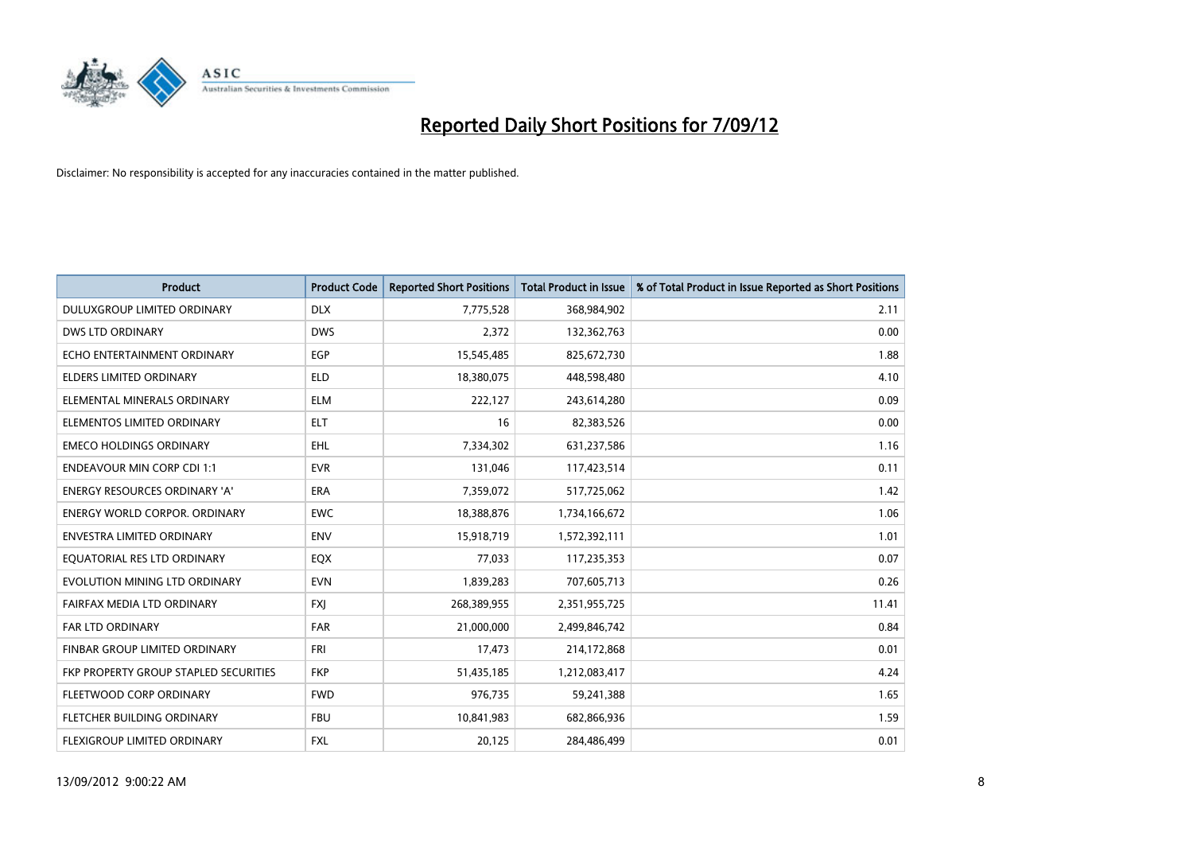# Reported Daily Short Positions for 7/09/12

Disclaimer: No responsibility is accepted for any inaccuracies contained in the matter published.

| Product | Product Code | Reported Short Positions | Total Product in Issue | % of Total Product in Issue Reported as Short Positions |
|---|---|---|---|---|
| DULUXGROUP LIMITED ORDINARY | DLX | 7,775,528 | 368,984,902 | 2.11 |
| DWS LTD ORDINARY | DWS | 2,372 | 132,362,763 | 0.00 |
| ECHO ENTERTAINMENT ORDINARY | EGP | 15,545,485 | 825,672,730 | 1.88 |
| ELDERS LIMITED ORDINARY | ELD | 18,380,075 | 448,598,480 | 4.10 |
| ELEMENTAL MINERALS ORDINARY | ELM | 222,127 | 243,614,280 | 0.09 |
| ELEMENTOS LIMITED ORDINARY | ELT | 16 | 82,383,526 | 0.00 |
| EMECO HOLDINGS ORDINARY | EHL | 7,334,302 | 631,237,586 | 1.16 |
| ENDEAVOUR MIN CORP CDI 1:1 | EVR | 131,046 | 117,423,514 | 0.11 |
| ENERGY RESOURCES ORDINARY 'A' | ERA | 7,359,072 | 517,725,062 | 1.42 |
| ENERGY WORLD CORPOR. ORDINARY | EWC | 18,388,876 | 1,734,166,672 | 1.06 |
| ENVESTRA LIMITED ORDINARY | ENV | 15,918,719 | 1,572,392,111 | 1.01 |
| EQUATORIAL RES LTD ORDINARY | EQX | 77,033 | 117,235,353 | 0.07 |
| EVOLUTION MINING LTD ORDINARY | EVN | 1,839,283 | 707,605,713 | 0.26 |
| FAIRFAX MEDIA LTD ORDINARY | FXJ | 268,389,955 | 2,351,955,725 | 11.41 |
| FAR LTD ORDINARY | FAR | 21,000,000 | 2,499,846,742 | 0.84 |
| FINBAR GROUP LIMITED ORDINARY | FRI | 17,473 | 214,172,868 | 0.01 |
| FKP PROPERTY GROUP STAPLED SECURITIES | FKP | 51,435,185 | 1,212,083,417 | 4.24 |
| FLEETWOOD CORP ORDINARY | FWD | 976,735 | 59,241,388 | 1.65 |
| FLETCHER BUILDING ORDINARY | FBU | 10,841,983 | 682,866,936 | 1.59 |
| FLEXIGROUP LIMITED ORDINARY | FXL | 20,125 | 284,486,499 | 0.01 |

13/09/2012 9:00:22 AM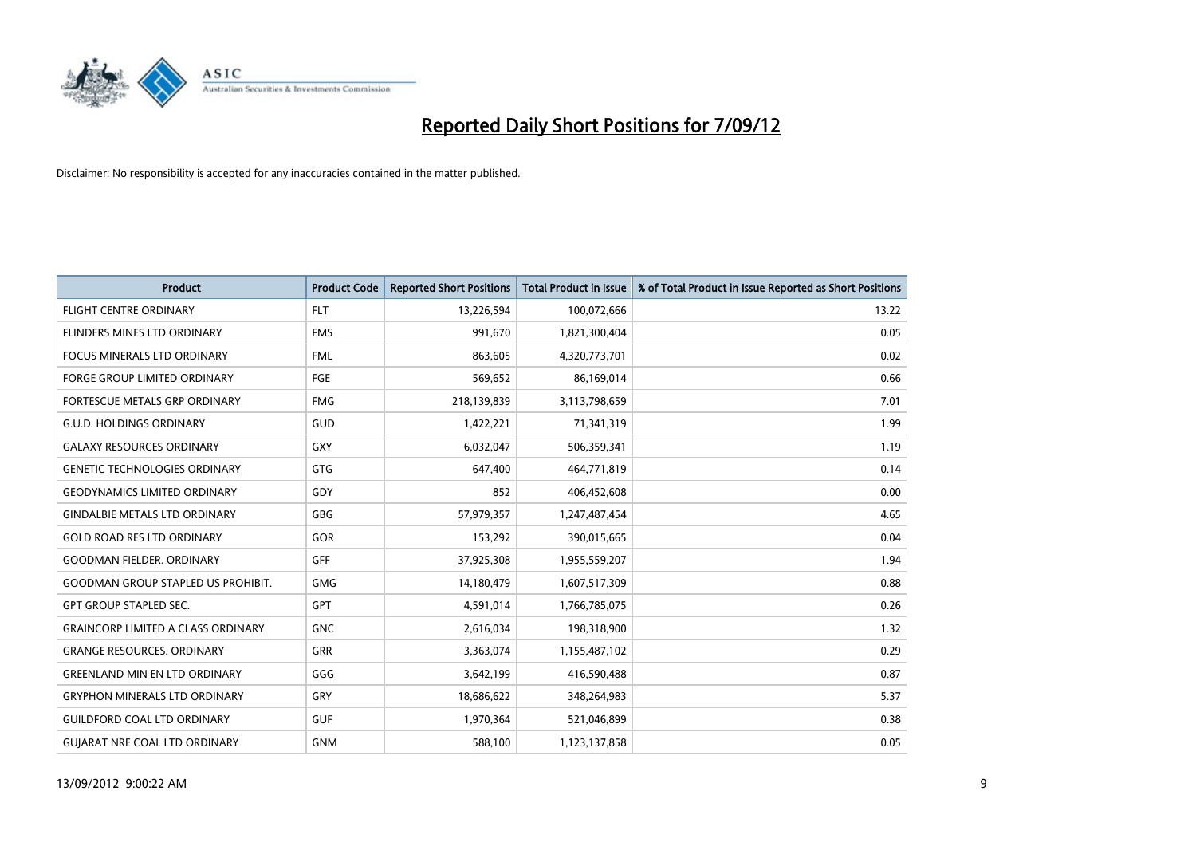# Reported Daily Short Positions for 7/09/12

Disclaimer: No responsibility is accepted for any inaccuracies contained in the matter published.

| Product | Product Code | Reported Short Positions | Total Product in Issue | % of Total Product in Issue Reported as Short Positions |
|---|---|---|---|---|
| FLIGHT CENTRE ORDINARY | FLT | 13,226,594 | 100,072,666 | 13.22 |
| FLINDERS MINES LTD ORDINARY | FMS | 991,670 | 1,821,300,404 | 0.05 |
| FOCUS MINERALS LTD ORDINARY | FML | 863,605 | 4,320,773,701 | 0.02 |
| FORGE GROUP LIMITED ORDINARY | FGE | 569,652 | 86,169,014 | 0.66 |
| FORTESCUE METALS GRP ORDINARY | FMG | 218,139,839 | 3,113,798,659 | 7.01 |
| G.U.D. HOLDINGS ORDINARY | GUD | 1,422,221 | 71,341,319 | 1.99 |
| GALAXY RESOURCES ORDINARY | GXY | 6,032,047 | 506,359,341 | 1.19 |
| GENETIC TECHNOLOGIES ORDINARY | GTG | 647,400 | 464,771,819 | 0.14 |
| GEODYNAMICS LIMITED ORDINARY | GDY | 852 | 406,452,608 | 0.00 |
| GINDALBIE METALS LTD ORDINARY | GBG | 57,979,357 | 1,247,487,454 | 4.65 |
| GOLD ROAD RES LTD ORDINARY | GOR | 153,292 | 390,015,665 | 0.04 |
| GOODMAN FIELDER. ORDINARY | GFF | 37,925,308 | 1,955,559,207 | 1.94 |
| GOODMAN GROUP STAPLED US PROHIBIT. | GMG | 14,180,479 | 1,607,517,309 | 0.88 |
| GPT GROUP STAPLED SEC. | GPT | 4,591,014 | 1,766,785,075 | 0.26 |
| GRAINCORP LIMITED A CLASS ORDINARY | GNC | 2,616,034 | 198,318,900 | 1.32 |
| GRANGE RESOURCES. ORDINARY | GRR | 3,363,074 | 1,155,487,102 | 0.29 |
| GREENLAND MIN EN LTD ORDINARY | GGG | 3,642,199 | 416,590,488 | 0.87 |
| GRYPHON MINERALS LTD ORDINARY | GRY | 18,686,622 | 348,264,983 | 5.37 |
| GUILDFORD COAL LTD ORDINARY | GUF | 1,970,364 | 521,046,899 | 0.38 |
| GUJARAT NRE COAL LTD ORDINARY | GNM | 588,100 | 1,123,137,858 | 0.05 |

13/09/2012 9:00:22 AM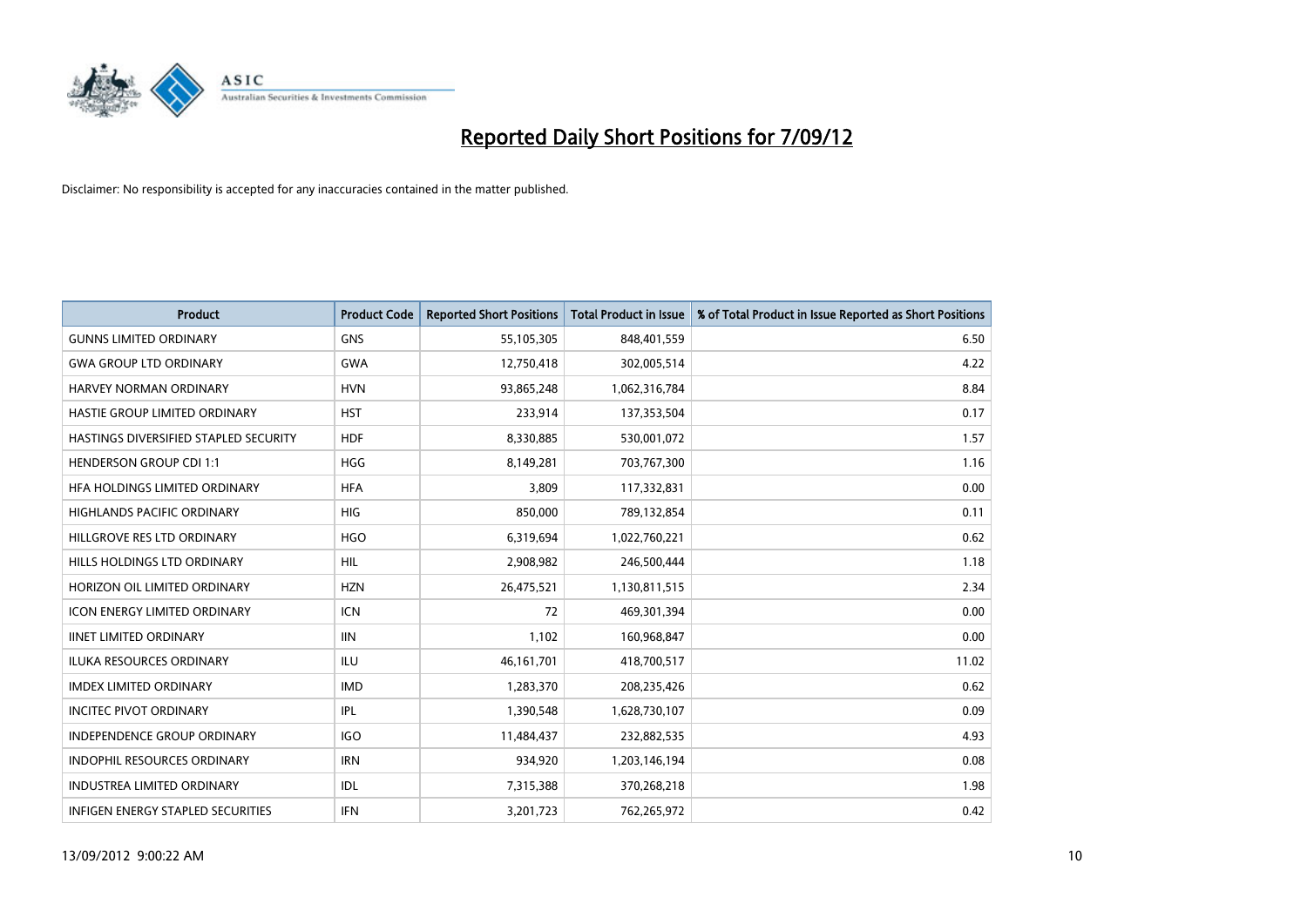# Reported Daily Short Positions for 7/09/12

Disclaimer: No responsibility is accepted for any inaccuracies contained in the matter published.

| Product | Product Code | Reported Short Positions | Total Product in Issue | % of Total Product in Issue Reported as Short Positions |
| --- | --- | --- | --- | --- |
| GUNNS LIMITED ORDINARY | GNS | 55,105,305 | 848,401,559 | 6.50 |
| GWA GROUP LTD ORDINARY | GWA | 12,750,418 | 302,005,514 | 4.22 |
| HARVEY NORMAN ORDINARY | HVN | 93,865,248 | 1,062,316,784 | 8.84 |
| HASTIE GROUP LIMITED ORDINARY | HST | 233,914 | 137,353,504 | 0.17 |
| HASTINGS DIVERSIFIED STAPLED SECURITY | HDF | 8,330,885 | 530,001,072 | 1.57 |
| HENDERSON GROUP CDI 1:1 | HGG | 8,149,281 | 703,767,300 | 1.16 |
| HFA HOLDINGS LIMITED ORDINARY | HFA | 3,809 | 117,332,831 | 0.00 |
| HIGHLANDS PACIFIC ORDINARY | HIG | 850,000 | 789,132,854 | 0.11 |
| HILLGROVE RES LTD ORDINARY | HGO | 6,319,694 | 1,022,760,221 | 0.62 |
| HILLS HOLDINGS LTD ORDINARY | HIL | 2,908,982 | 246,500,444 | 1.18 |
| HORIZON OIL LIMITED ORDINARY | HZN | 26,475,521 | 1,130,811,515 | 2.34 |
| ICON ENERGY LIMITED ORDINARY | ICN | 72 | 469,301,394 | 0.00 |
| IINET LIMITED ORDINARY | IIN | 1,102 | 160,968,847 | 0.00 |
| ILUKA RESOURCES ORDINARY | ILU | 46,161,701 | 418,700,517 | 11.02 |
| IMDEX LIMITED ORDINARY | IMD | 1,283,370 | 208,235,426 | 0.62 |
| INCITEC PIVOT ORDINARY | IPL | 1,390,548 | 1,628,730,107 | 0.09 |
| INDEPENDENCE GROUP ORDINARY | IGO | 11,484,437 | 232,882,535 | 4.93 |
| INDOPHIL RESOURCES ORDINARY | IRN | 934,920 | 1,203,146,194 | 0.08 |
| INDUSTREA LIMITED ORDINARY | IDL | 7,315,388 | 370,268,218 | 1.98 |
| INFIGEN ENERGY STAPLED SECURITIES | IFN | 3,201,723 | 762,265,972 | 0.42 |

13/09/2012 9:00:22 AM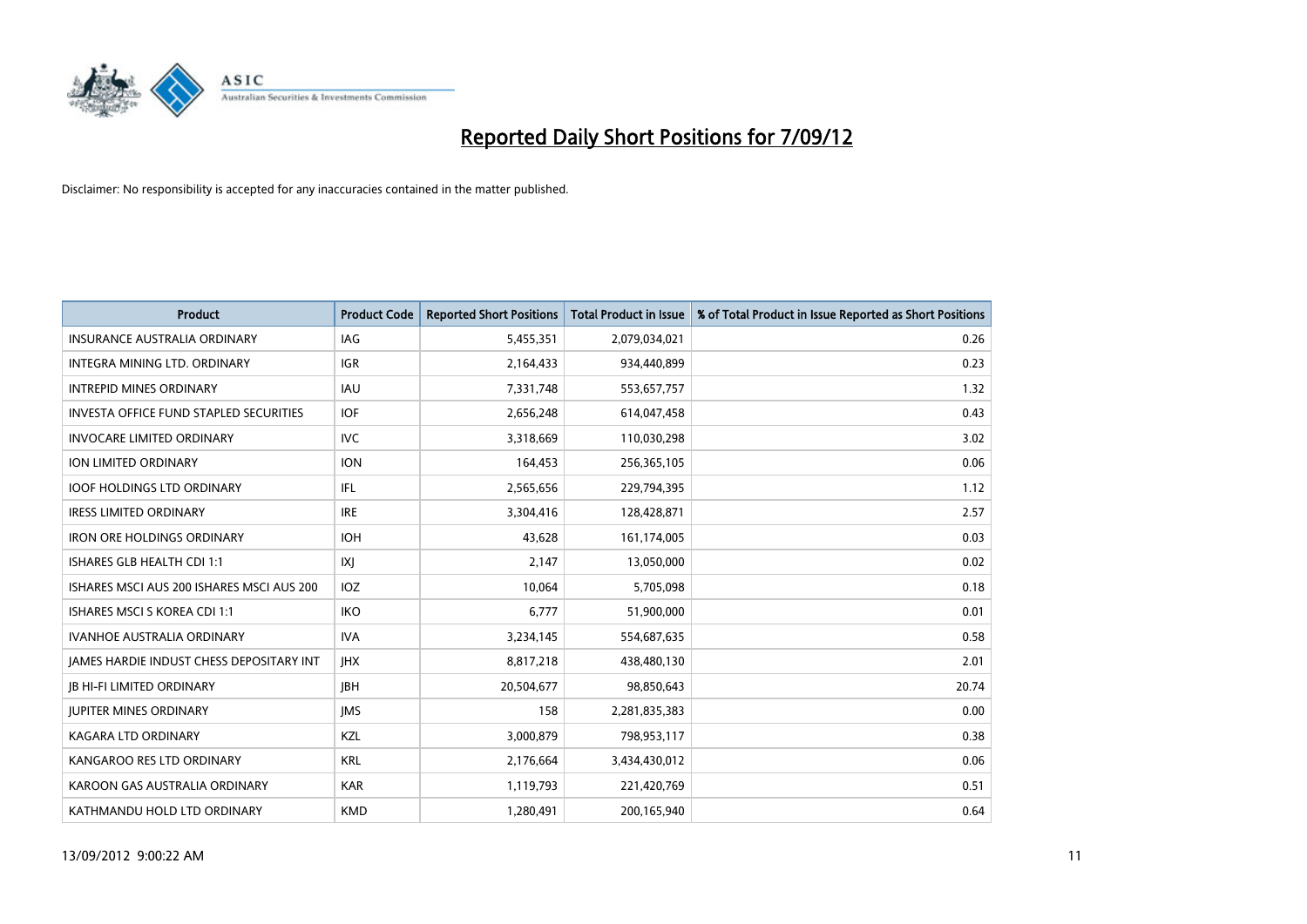# Reported Daily Short Positions for 7/09/12

Disclaimer: No responsibility is accepted for any inaccuracies contained in the matter published.

| Product | Product Code | Reported Short Positions | Total Product in Issue | % of Total Product in Issue Reported as Short Positions |
|---|---|---|---|---|
| INSURANCE AUSTRALIA ORDINARY | IAG | 5,455,351 | 2,079,034,021 | 0.26 |
| INTEGRA MINING LTD. ORDINARY | IGR | 2,164,433 | 934,440,899 | 0.23 |
| INTREPID MINES ORDINARY | IAU | 7,331,748 | 553,657,757 | 1.32 |
| INVESTA OFFICE FUND STAPLED SECURITIES | IOF | 2,656,248 | 614,047,458 | 0.43 |
| INVOCARE LIMITED ORDINARY | IVC | 3,318,669 | 110,030,298 | 3.02 |
| ION LIMITED ORDINARY | ION | 164,453 | 256,365,105 | 0.06 |
| IOOF HOLDINGS LTD ORDINARY | IFL | 2,565,656 | 229,794,395 | 1.12 |
| IRESS LIMITED ORDINARY | IRE | 3,304,416 | 128,428,871 | 2.57 |
| IRON ORE HOLDINGS ORDINARY | IOH | 43,628 | 161,174,005 | 0.03 |
| ISHARES GLB HEALTH CDI 1:1 | IXJ | 2,147 | 13,050,000 | 0.02 |
| ISHARES MSCI AUS 200 ISHARES MSCI AUS 200 | IOZ | 10,064 | 5,705,098 | 0.18 |
| ISHARES MSCI S KOREA CDI 1:1 | IKO | 6,777 | 51,900,000 | 0.01 |
| IVANHOE AUSTRALIA ORDINARY | IVA | 3,234,145 | 554,687,635 | 0.58 |
| JAMES HARDIE INDUST CHESS DEPOSITARY INT | JHX | 8,817,218 | 438,480,130 | 2.01 |
| JB HI-FI LIMITED ORDINARY | JBH | 20,504,677 | 98,850,643 | 20.74 |
| JUPITER MINES ORDINARY | JMS | 158 | 2,281,835,383 | 0.00 |
| KAGARA LTD ORDINARY | KZL | 3,000,879 | 798,953,117 | 0.38 |
| KANGAROO RES LTD ORDINARY | KRL | 2,176,664 | 3,434,430,012 | 0.06 |
| KAROON GAS AUSTRALIA ORDINARY | KAR | 1,119,793 | 221,420,769 | 0.51 |
| KATHMANDU HOLD LTD ORDINARY | KMD | 1,280,491 | 200,165,940 | 0.64 |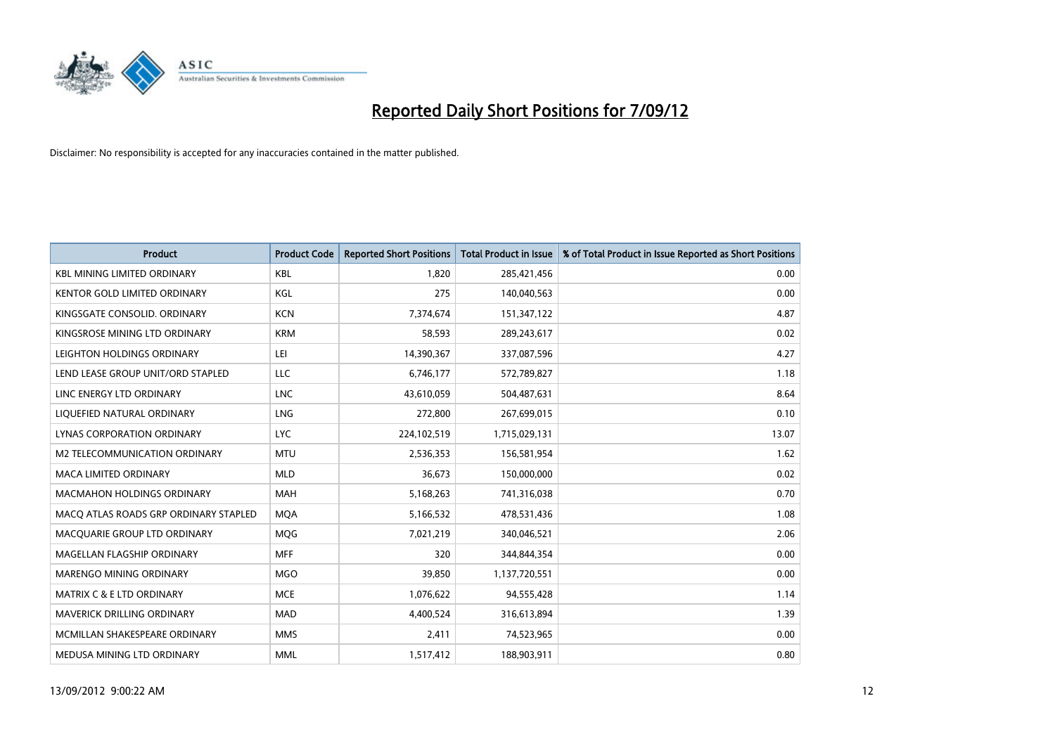# Reported Daily Short Positions for 7/09/12

Disclaimer: No responsibility is accepted for any inaccuracies contained in the matter published.

| Product | Product Code | Reported Short Positions | Total Product in Issue | % of Total Product in Issue Reported as Short Positions |
|---|---|---|---|---|
| KBL MINING LIMITED ORDINARY | KBL | 1,820 | 285,421,456 | 0.00 |
| KENTOR GOLD LIMITED ORDINARY | KGL | 275 | 140,040,563 | 0.00 |
| KINGSGATE CONSOLID. ORDINARY | KCN | 7,374,674 | 151,347,122 | 4.87 |
| KINGSROSE MINING LTD ORDINARY | KRM | 58,593 | 289,243,617 | 0.02 |
| LEIGHTON HOLDINGS ORDINARY | LEI | 14,390,367 | 337,087,596 | 4.27 |
| LEND LEASE GROUP UNIT/ORD STAPLED | LLC | 6,746,177 | 572,789,827 | 1.18 |
| LINC ENERGY LTD ORDINARY | LNC | 43,610,059 | 504,487,631 | 8.64 |
| LIQUEFIED NATURAL ORDINARY | LNG | 272,800 | 267,699,015 | 0.10 |
| LYNAS CORPORATION ORDINARY | LYC | 224,102,519 | 1,715,029,131 | 13.07 |
| M2 TELECOMMUNICATION ORDINARY | MTU | 2,536,353 | 156,581,954 | 1.62 |
| MACA LIMITED ORDINARY | MLD | 36,673 | 150,000,000 | 0.02 |
| MACMAHON HOLDINGS ORDINARY | MAH | 5,168,263 | 741,316,038 | 0.70 |
| MACQ ATLAS ROADS GRP ORDINARY STAPLED | MQA | 5,166,532 | 478,531,436 | 1.08 |
| MACQUARIE GROUP LTD ORDINARY | MQG | 7,021,219 | 340,046,521 | 2.06 |
| MAGELLAN FLAGSHIP ORDINARY | MFF | 320 | 344,844,354 | 0.00 |
| MARENGO MINING ORDINARY | MGO | 39,850 | 1,137,720,551 | 0.00 |
| MATRIX C & E LTD ORDINARY | MCE | 1,076,622 | 94,555,428 | 1.14 |
| MAVERICK DRILLING ORDINARY | MAD | 4,400,524 | 316,613,894 | 1.39 |
| MCMILLAN SHAKESPEARE ORDINARY | MMS | 2,411 | 74,523,965 | 0.00 |
| MEDUSA MINING LTD ORDINARY | MML | 1,517,412 | 188,903,911 | 0.80 |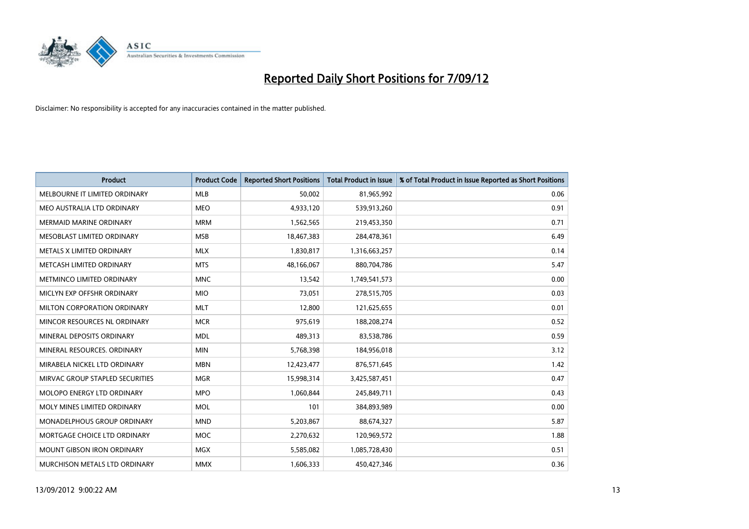# Reported Daily Short Positions for 7/09/12

Disclaimer: No responsibility is accepted for any inaccuracies contained in the matter published.

| Product | Product Code | Reported Short Positions | Total Product in Issue | % of Total Product in Issue Reported as Short Positions |
|---|---|---|---|---|
| MELBOURNE IT LIMITED ORDINARY | MLB | 50,002 | 81,965,992 | 0.06 |
| MEO AUSTRALIA LTD ORDINARY | MEO | 4,933,120 | 539,913,260 | 0.91 |
| MERMAID MARINE ORDINARY | MRM | 1,562,565 | 219,453,350 | 0.71 |
| MESOBLAST LIMITED ORDINARY | MSB | 18,467,383 | 284,478,361 | 6.49 |
| METALS X LIMITED ORDINARY | MLX | 1,830,817 | 1,316,663,257 | 0.14 |
| METCASH LIMITED ORDINARY | MTS | 48,166,067 | 880,704,786 | 5.47 |
| METMINCO LIMITED ORDINARY | MNC | 13,542 | 1,749,541,573 | 0.00 |
| MICLYN EXP OFFSHR ORDINARY | MIO | 73,051 | 278,515,705 | 0.03 |
| MILTON CORPORATION ORDINARY | MLT | 12,800 | 121,625,655 | 0.01 |
| MINCOR RESOURCES NL ORDINARY | MCR | 975,619 | 188,208,274 | 0.52 |
| MINERAL DEPOSITS ORDINARY | MDL | 489,313 | 83,538,786 | 0.59 |
| MINERAL RESOURCES. ORDINARY | MIN | 5,768,398 | 184,956,018 | 3.12 |
| MIRABELA NICKEL LTD ORDINARY | MBN | 12,423,477 | 876,571,645 | 1.42 |
| MIRVAC GROUP STAPLED SECURITIES | MGR | 15,998,314 | 3,425,587,451 | 0.47 |
| MOLOPO ENERGY LTD ORDINARY | MPO | 1,060,844 | 245,849,711 | 0.43 |
| MOLY MINES LIMITED ORDINARY | MOL | 101 | 384,893,989 | 0.00 |
| MONADELPHOUS GROUP ORDINARY | MND | 5,203,867 | 88,674,327 | 5.87 |
| MORTGAGE CHOICE LTD ORDINARY | MOC | 2,270,632 | 120,969,572 | 1.88 |
| MOUNT GIBSON IRON ORDINARY | MGX | 5,585,082 | 1,085,728,430 | 0.51 |
| MURCHISON METALS LTD ORDINARY | MMX | 1,606,333 | 450,427,346 | 0.36 |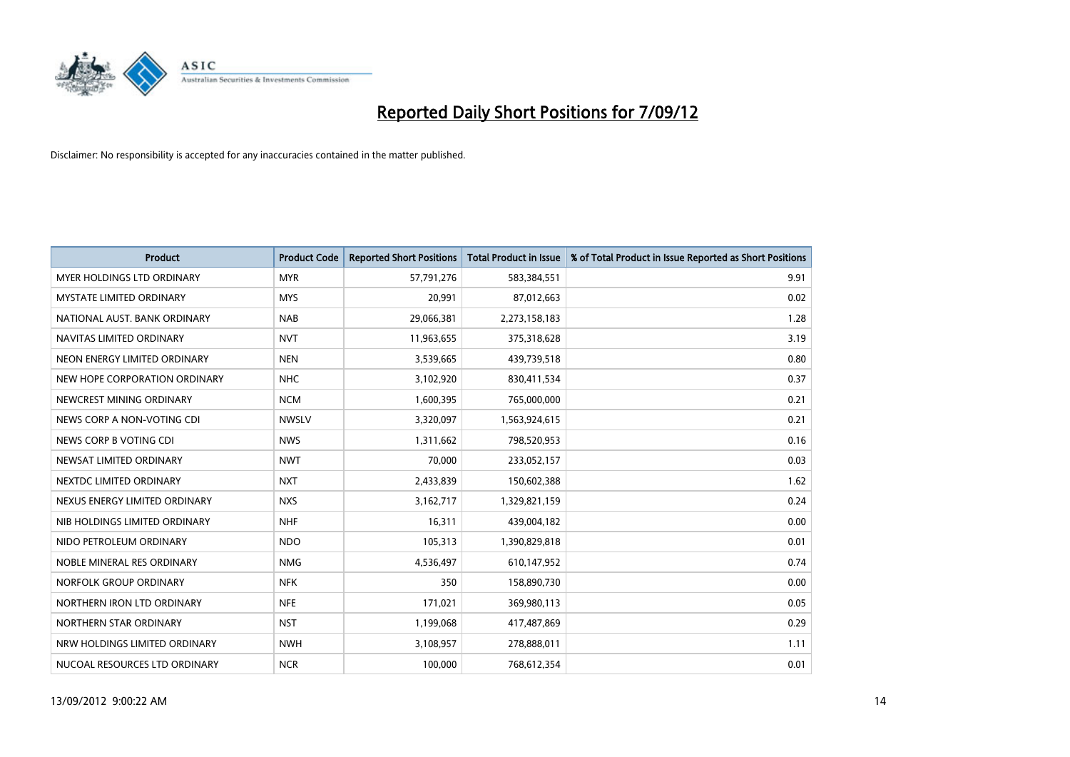# Reported Daily Short Positions for 7/09/12

Disclaimer: No responsibility is accepted for any inaccuracies contained in the matter published.

| Product | Product Code | Reported Short Positions | Total Product in Issue | % of Total Product in Issue Reported as Short Positions |
|---|---|---|---|---|
| MYER HOLDINGS LTD ORDINARY | MYR | 57,791,276 | 583,384,551 | 9.91 |
| MYSTATE LIMITED ORDINARY | MYS | 20,991 | 87,012,663 | 0.02 |
| NATIONAL AUST. BANK ORDINARY | NAB | 29,066,381 | 2,273,158,183 | 1.28 |
| NAVITAS LIMITED ORDINARY | NVT | 11,963,655 | 375,318,628 | 3.19 |
| NEON ENERGY LIMITED ORDINARY | NEN | 3,539,665 | 439,739,518 | 0.80 |
| NEW HOPE CORPORATION ORDINARY | NHC | 3,102,920 | 830,411,534 | 0.37 |
| NEWCREST MINING ORDINARY | NCM | 1,600,395 | 765,000,000 | 0.21 |
| NEWS CORP A NON-VOTING CDI | NWSLV | 3,320,097 | 1,563,924,615 | 0.21 |
| NEWS CORP B VOTING CDI | NWS | 1,311,662 | 798,520,953 | 0.16 |
| NEWSAT LIMITED ORDINARY | NWT | 70,000 | 233,052,157 | 0.03 |
| NEXTDC LIMITED ORDINARY | NXT | 2,433,839 | 150,602,388 | 1.62 |
| NEXUS ENERGY LIMITED ORDINARY | NXS | 3,162,717 | 1,329,821,159 | 0.24 |
| NIB HOLDINGS LIMITED ORDINARY | NHF | 16,311 | 439,004,182 | 0.00 |
| NIDO PETROLEUM ORDINARY | NDO | 105,313 | 1,390,829,818 | 0.01 |
| NOBLE MINERAL RES ORDINARY | NMG | 4,536,497 | 610,147,952 | 0.74 |
| NORFOLK GROUP ORDINARY | NFK | 350 | 158,890,730 | 0.00 |
| NORTHERN IRON LTD ORDINARY | NFE | 171,021 | 369,980,113 | 0.05 |
| NORTHERN STAR ORDINARY | NST | 1,199,068 | 417,487,869 | 0.29 |
| NRW HOLDINGS LIMITED ORDINARY | NWH | 3,108,957 | 278,888,011 | 1.11 |
| NUCOAL RESOURCES LTD ORDINARY | NCR | 100,000 | 768,612,354 | 0.01 |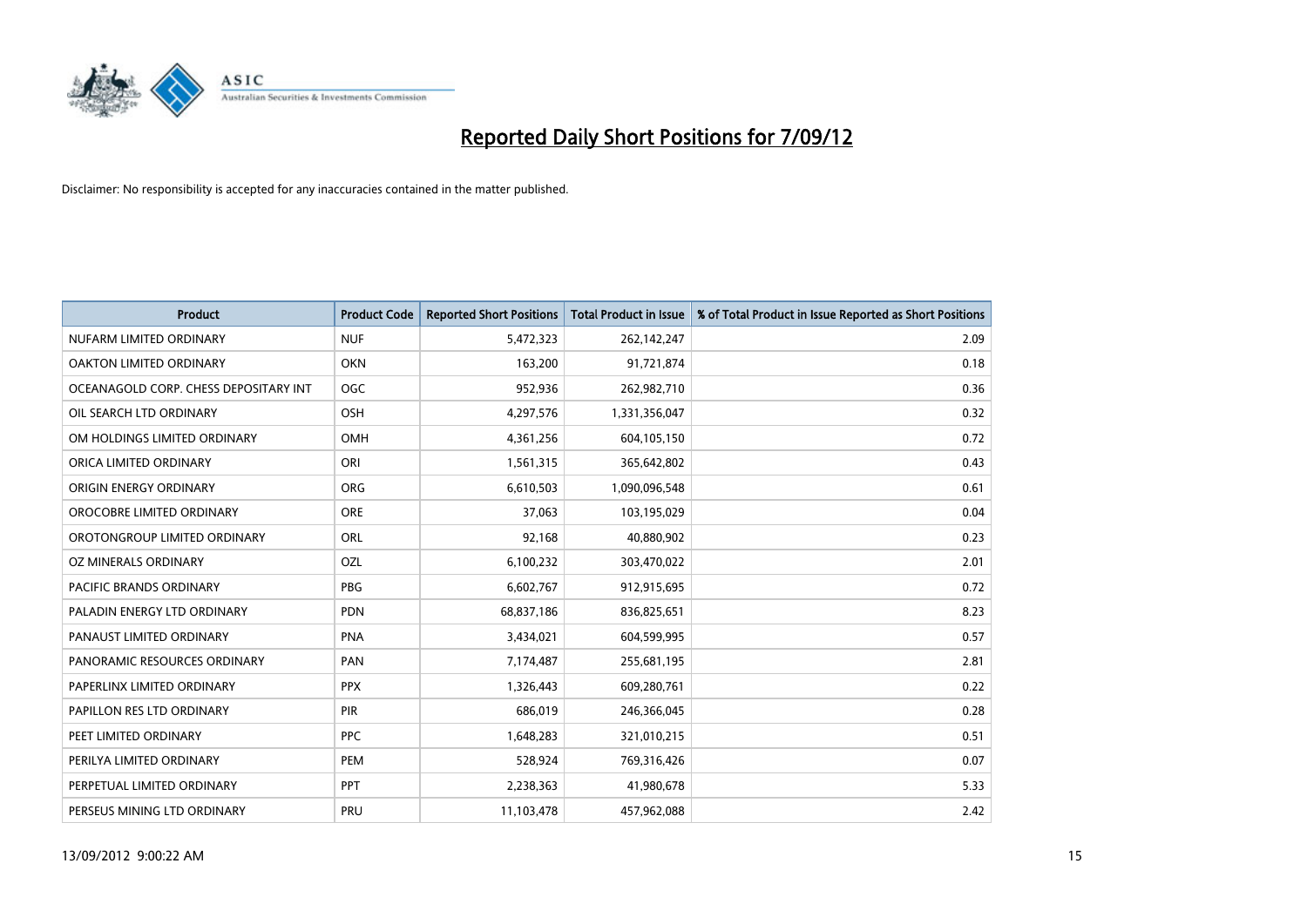# Reported Daily Short Positions for 7/09/12

Disclaimer: No responsibility is accepted for any inaccuracies contained in the matter published.

| Product | Product Code | Reported Short Positions | Total Product in Issue | % of Total Product in Issue Reported as Short Positions |
|---|---|---|---|---|
| NUFARM LIMITED ORDINARY | NUF | 5,472,323 | 262,142,247 | 2.09 |
| OAKTON LIMITED ORDINARY | OKN | 163,200 | 91,721,874 | 0.18 |
| OCEANAGOLD CORP. CHESS DEPOSITARY INT | OGC | 952,936 | 262,982,710 | 0.36 |
| OIL SEARCH LTD ORDINARY | OSH | 4,297,576 | 1,331,356,047 | 0.32 |
| OM HOLDINGS LIMITED ORDINARY | OMH | 4,361,256 | 604,105,150 | 0.72 |
| ORICA LIMITED ORDINARY | ORI | 1,561,315 | 365,642,802 | 0.43 |
| ORIGIN ENERGY ORDINARY | ORG | 6,610,503 | 1,090,096,548 | 0.61 |
| OROCOBRE LIMITED ORDINARY | ORE | 37,063 | 103,195,029 | 0.04 |
| OROTONGROUP LIMITED ORDINARY | ORL | 92,168 | 40,880,902 | 0.23 |
| OZ MINERALS ORDINARY | OZL | 6,100,232 | 303,470,022 | 2.01 |
| PACIFIC BRANDS ORDINARY | PBG | 6,602,767 | 912,915,695 | 0.72 |
| PALADIN ENERGY LTD ORDINARY | PDN | 68,837,186 | 836,825,651 | 8.23 |
| PANAUST LIMITED ORDINARY | PNA | 3,434,021 | 604,599,995 | 0.57 |
| PANORAMIC RESOURCES ORDINARY | PAN | 7,174,487 | 255,681,195 | 2.81 |
| PAPERLINX LIMITED ORDINARY | PPX | 1,326,443 | 609,280,761 | 0.22 |
| PAPILLON RES LTD ORDINARY | PIR | 686,019 | 246,366,045 | 0.28 |
| PEET LIMITED ORDINARY | PPC | 1,648,283 | 321,010,215 | 0.51 |
| PERILYA LIMITED ORDINARY | PEM | 528,924 | 769,316,426 | 0.07 |
| PERPETUAL LIMITED ORDINARY | PPT | 2,238,363 | 41,980,678 | 5.33 |
| PERSEUS MINING LTD ORDINARY | PRU | 11,103,478 | 457,962,088 | 2.42 |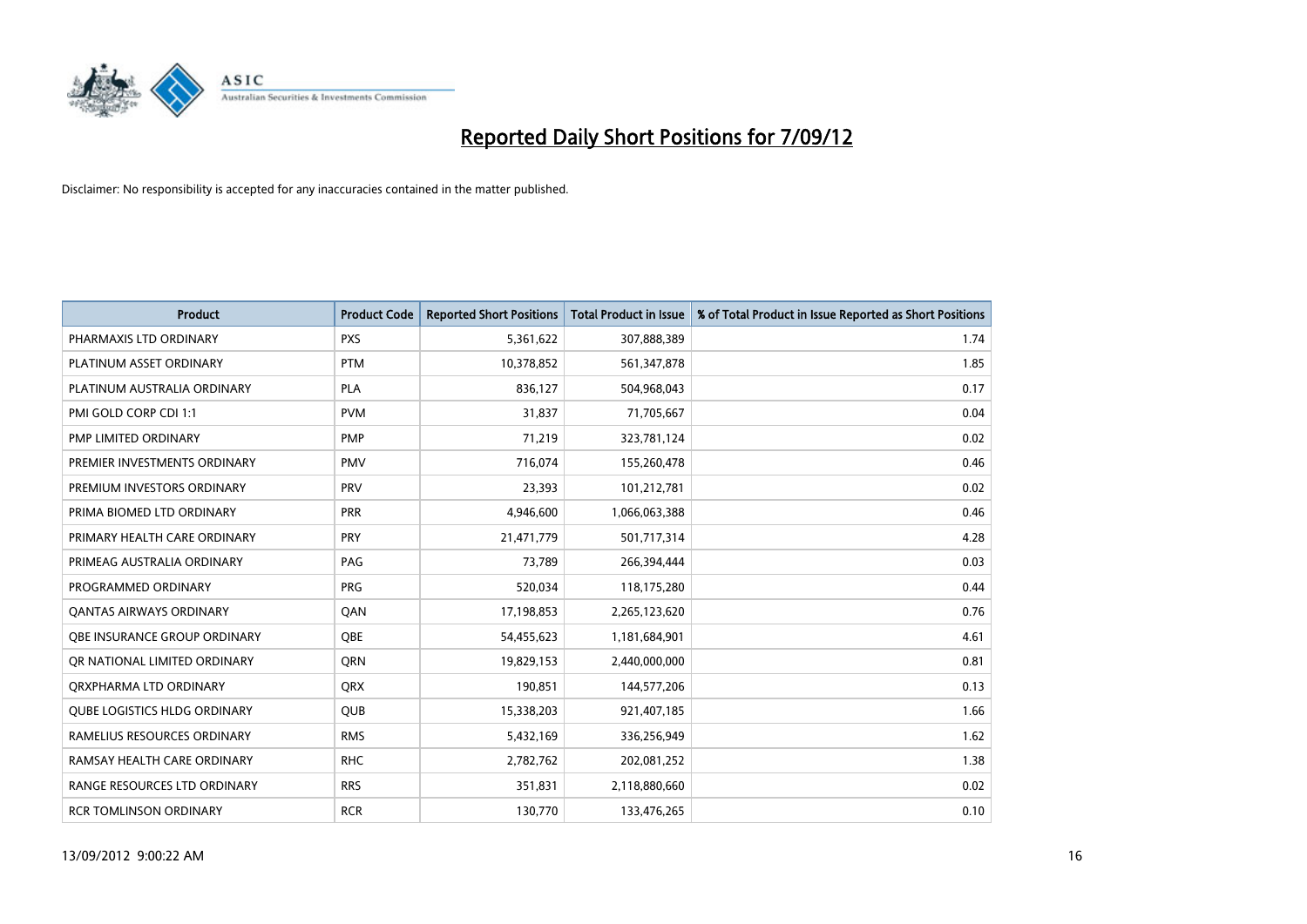# Reported Daily Short Positions for 7/09/12

Disclaimer: No responsibility is accepted for any inaccuracies contained in the matter published.

| Product | Product Code | Reported Short Positions | Total Product in Issue | % of Total Product in Issue Reported as Short Positions |
|---|---|---|---|---|
| PHARMAXIS LTD ORDINARY | PXS | 5,361,622 | 307,888,389 | 1.74 |
| PLATINUM ASSET ORDINARY | PTM | 10,378,852 | 561,347,878 | 1.85 |
| PLATINUM AUSTRALIA ORDINARY | PLA | 836,127 | 504,968,043 | 0.17 |
| PMI GOLD CORP CDI 1:1 | PVM | 31,837 | 71,705,667 | 0.04 |
| PMP LIMITED ORDINARY | PMP | 71,219 | 323,781,124 | 0.02 |
| PREMIER INVESTMENTS ORDINARY | PMV | 716,074 | 155,260,478 | 0.46 |
| PREMIUM INVESTORS ORDINARY | PRV | 23,393 | 101,212,781 | 0.02 |
| PRIMA BIOMED LTD ORDINARY | PRR | 4,946,600 | 1,066,063,388 | 0.46 |
| PRIMARY HEALTH CARE ORDINARY | PRY | 21,471,779 | 501,717,314 | 4.28 |
| PRIMEAG AUSTRALIA ORDINARY | PAG | 73,789 | 266,394,444 | 0.03 |
| PROGRAMMED ORDINARY | PRG | 520,034 | 118,175,280 | 0.44 |
| QANTAS AIRWAYS ORDINARY | QAN | 17,198,853 | 2,265,123,620 | 0.76 |
| QBE INSURANCE GROUP ORDINARY | QBE | 54,455,623 | 1,181,684,901 | 4.61 |
| QR NATIONAL LIMITED ORDINARY | QRN | 19,829,153 | 2,440,000,000 | 0.81 |
| QRXPHARMA LTD ORDINARY | QRX | 190,851 | 144,577,206 | 0.13 |
| QUBE LOGISTICS HLDG ORDINARY | QUB | 15,338,203 | 921,407,185 | 1.66 |
| RAMELIUS RESOURCES ORDINARY | RMS | 5,432,169 | 336,256,949 | 1.62 |
| RAMSAY HEALTH CARE ORDINARY | RHC | 2,782,762 | 202,081,252 | 1.38 |
| RANGE RESOURCES LTD ORDINARY | RRS | 351,831 | 2,118,880,660 | 0.02 |
| RCR TOMLINSON ORDINARY | RCR | 130,770 | 133,476,265 | 0.10 |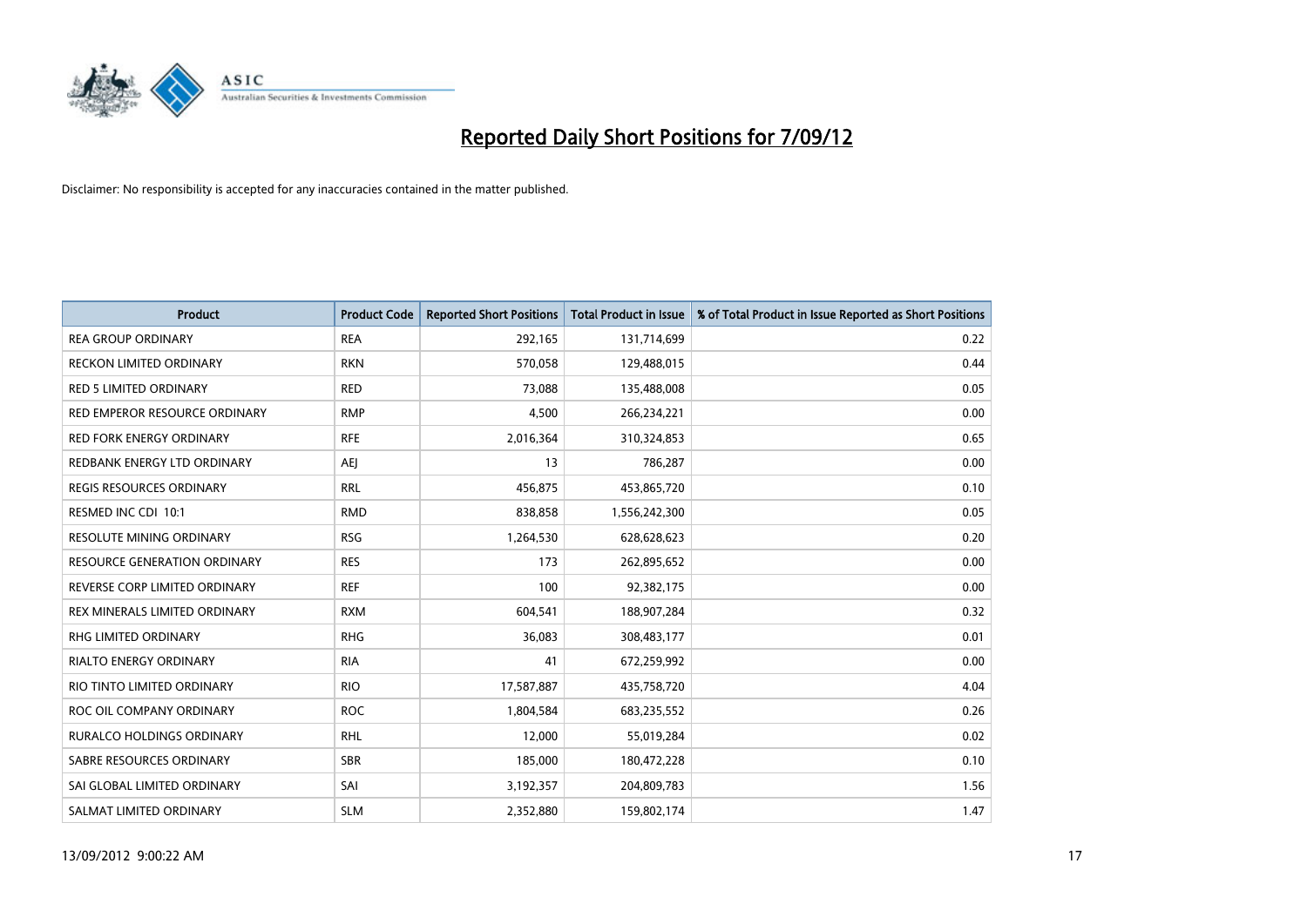# Reported Daily Short Positions for 7/09/12

Disclaimer: No responsibility is accepted for any inaccuracies contained in the matter published.

| Product | Product Code | Reported Short Positions | Total Product in Issue | % of Total Product in Issue Reported as Short Positions |
|---|---|---|---|---|
| REA GROUP ORDINARY | REA | 292,165 | 131,714,699 | 0.22 |
| RECKON LIMITED ORDINARY | RKN | 570,058 | 129,488,015 | 0.44 |
| RED 5 LIMITED ORDINARY | RED | 73,088 | 135,488,008 | 0.05 |
| RED EMPEROR RESOURCE ORDINARY | RMP | 4,500 | 266,234,221 | 0.00 |
| RED FORK ENERGY ORDINARY | RFE | 2,016,364 | 310,324,853 | 0.65 |
| REDBANK ENERGY LTD ORDINARY | AEJ | 13 | 786,287 | 0.00 |
| REGIS RESOURCES ORDINARY | RRL | 456,875 | 453,865,720 | 0.10 |
| RESMED INC CDI 10:1 | RMD | 838,858 | 1,556,242,300 | 0.05 |
| RESOLUTE MINING ORDINARY | RSG | 1,264,530 | 628,628,623 | 0.20 |
| RESOURCE GENERATION ORDINARY | RES | 173 | 262,895,652 | 0.00 |
| REVERSE CORP LIMITED ORDINARY | REF | 100 | 92,382,175 | 0.00 |
| REX MINERALS LIMITED ORDINARY | RXM | 604,541 | 188,907,284 | 0.32 |
| RHG LIMITED ORDINARY | RHG | 36,083 | 308,483,177 | 0.01 |
| RIALTO ENERGY ORDINARY | RIA | 41 | 672,259,992 | 0.00 |
| RIO TINTO LIMITED ORDINARY | RIO | 17,587,887 | 435,758,720 | 4.04 |
| ROC OIL COMPANY ORDINARY | ROC | 1,804,584 | 683,235,552 | 0.26 |
| RURALCO HOLDINGS ORDINARY | RHL | 12,000 | 55,019,284 | 0.02 |
| SABRE RESOURCES ORDINARY | SBR | 185,000 | 180,472,228 | 0.10 |
| SAI GLOBAL LIMITED ORDINARY | SAI | 3,192,357 | 204,809,783 | 1.56 |
| SALMAT LIMITED ORDINARY | SLM | 2,352,880 | 159,802,174 | 1.47 |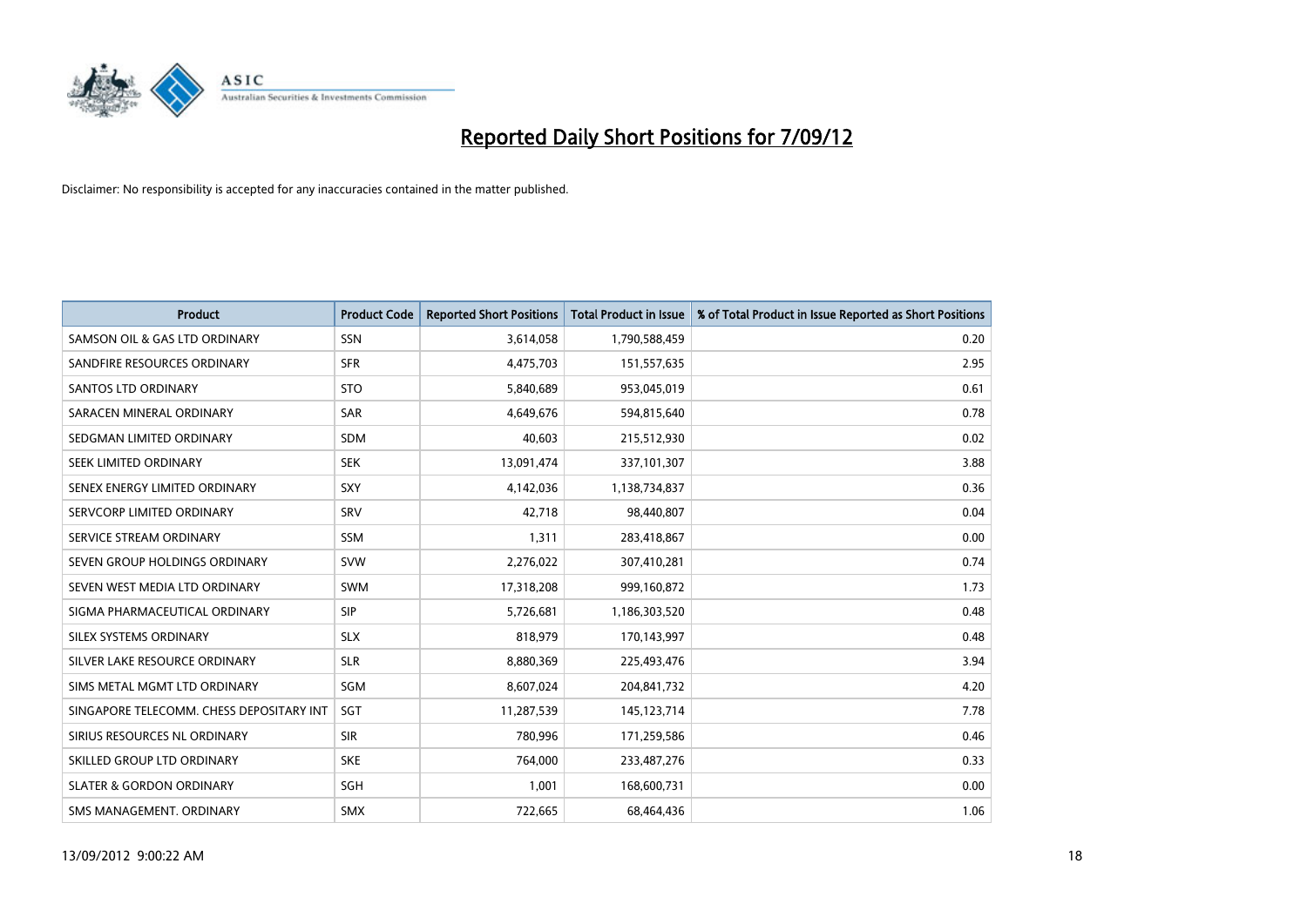# Reported Daily Short Positions for 7/09/12

Disclaimer: No responsibility is accepted for any inaccuracies contained in the matter published.

| Product | Product Code | Reported Short Positions | Total Product in Issue | % of Total Product in Issue Reported as Short Positions |
|---|---|---|---|---|
| SAMSON OIL & GAS LTD ORDINARY | SSN | 3,614,058 | 1,790,588,459 | 0.20 |
| SANDFIRE RESOURCES ORDINARY | SFR | 4,475,703 | 151,557,635 | 2.95 |
| SANTOS LTD ORDINARY | STO | 5,840,689 | 953,045,019 | 0.61 |
| SARACEN MINERAL ORDINARY | SAR | 4,649,676 | 594,815,640 | 0.78 |
| SEDGMAN LIMITED ORDINARY | SDM | 40,603 | 215,512,930 | 0.02 |
| SEEK LIMITED ORDINARY | SEK | 13,091,474 | 337,101,307 | 3.88 |
| SENEX ENERGY LIMITED ORDINARY | SXY | 4,142,036 | 1,138,734,837 | 0.36 |
| SERVCORP LIMITED ORDINARY | SRV | 42,718 | 98,440,807 | 0.04 |
| SERVICE STREAM ORDINARY | SSM | 1,311 | 283,418,867 | 0.00 |
| SEVEN GROUP HOLDINGS ORDINARY | SVW | 2,276,022 | 307,410,281 | 0.74 |
| SEVEN WEST MEDIA LTD ORDINARY | SWM | 17,318,208 | 999,160,872 | 1.73 |
| SIGMA PHARMACEUTICAL ORDINARY | SIP | 5,726,681 | 1,186,303,520 | 0.48 |
| SILEX SYSTEMS ORDINARY | SLX | 818,979 | 170,143,997 | 0.48 |
| SILVER LAKE RESOURCE ORDINARY | SLR | 8,880,369 | 225,493,476 | 3.94 |
| SIMS METAL MGMT LTD ORDINARY | SGM | 8,607,024 | 204,841,732 | 4.20 |
| SINGAPORE TELECOMM. CHESS DEPOSITARY INT | SGT | 11,287,539 | 145,123,714 | 7.78 |
| SIRIUS RESOURCES NL ORDINARY | SIR | 780,996 | 171,259,586 | 0.46 |
| SKILLED GROUP LTD ORDINARY | SKE | 764,000 | 233,487,276 | 0.33 |
| SLATER & GORDON ORDINARY | SGH | 1,001 | 168,600,731 | 0.00 |
| SMS MANAGEMENT. ORDINARY | SMX | 722,665 | 68,464,436 | 1.06 |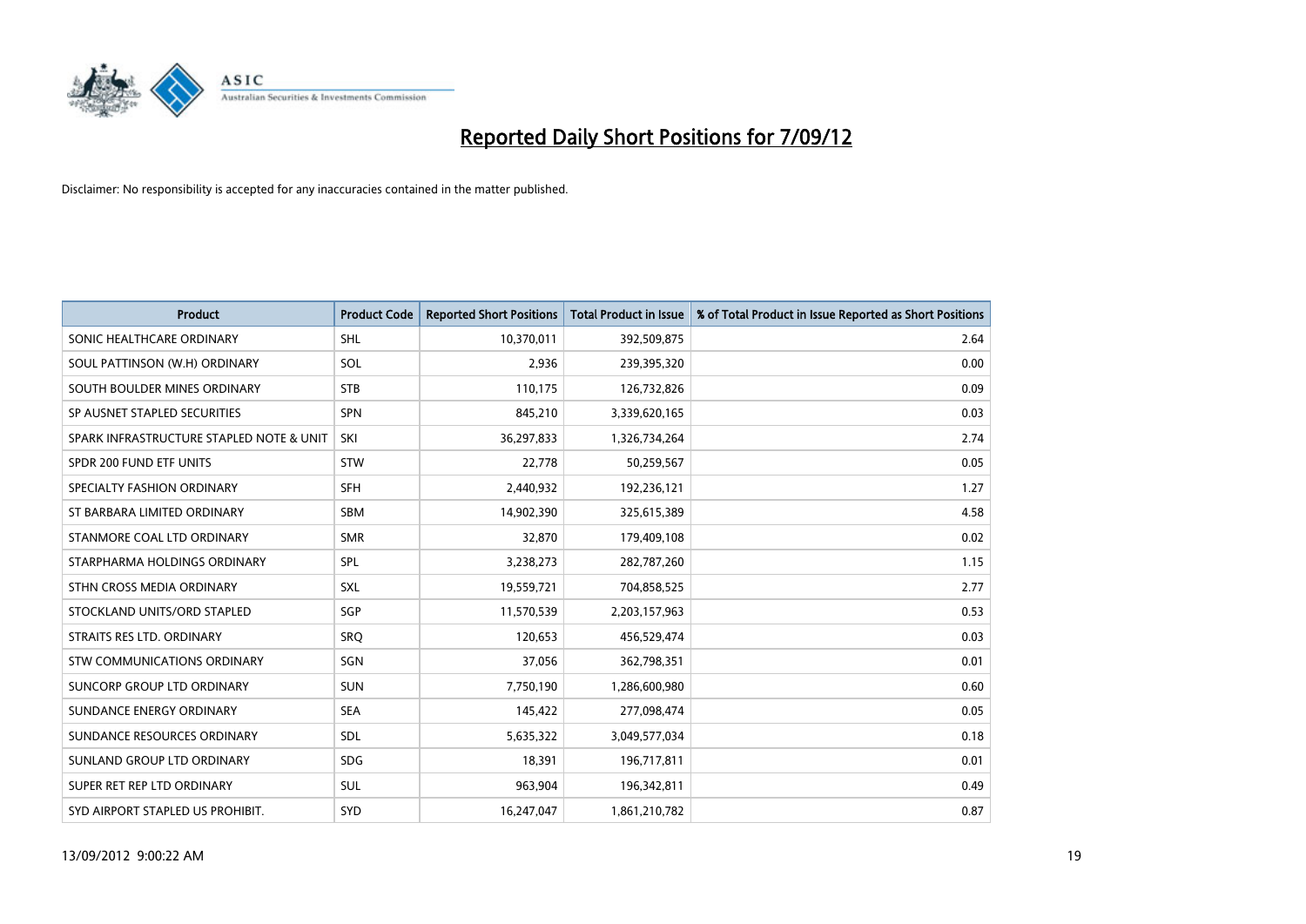# Reported Daily Short Positions for 7/09/12

Disclaimer: No responsibility is accepted for any inaccuracies contained in the matter published.

| Product | Product Code | Reported Short Positions | Total Product in Issue | % of Total Product in Issue Reported as Short Positions |
|---|---|---|---|---|
| SONIC HEALTHCARE ORDINARY | SHL | 10,370,011 | 392,509,875 | 2.64 |
| SOUL PATTINSON (W.H) ORDINARY | SOL | 2,936 | 239,395,320 | 0.00 |
| SOUTH BOULDER MINES ORDINARY | STB | 110,175 | 126,732,826 | 0.09 |
| SP AUSNET STAPLED SECURITIES | SPN | 845,210 | 3,339,620,165 | 0.03 |
| SPARK INFRASTRUCTURE STAPLED NOTE & UNIT | SKI | 36,297,833 | 1,326,734,264 | 2.74 |
| SPDR 200 FUND ETF UNITS | STW | 22,778 | 50,259,567 | 0.05 |
| SPECIALTY FASHION ORDINARY | SFH | 2,440,932 | 192,236,121 | 1.27 |
| ST BARBARA LIMITED ORDINARY | SBM | 14,902,390 | 325,615,389 | 4.58 |
| STANMORE COAL LTD ORDINARY | SMR | 32,870 | 179,409,108 | 0.02 |
| STARPHARMA HOLDINGS ORDINARY | SPL | 3,238,273 | 282,787,260 | 1.15 |
| STHN CROSS MEDIA ORDINARY | SXL | 19,559,721 | 704,858,525 | 2.77 |
| STOCKLAND UNITS/ORD STAPLED | SGP | 11,570,539 | 2,203,157,963 | 0.53 |
| STRAITS RES LTD. ORDINARY | SRQ | 120,653 | 456,529,474 | 0.03 |
| STW COMMUNICATIONS ORDINARY | SGN | 37,056 | 362,798,351 | 0.01 |
| SUNCORP GROUP LTD ORDINARY | SUN | 7,750,190 | 1,286,600,980 | 0.60 |
| SUNDANCE ENERGY ORDINARY | SEA | 145,422 | 277,098,474 | 0.05 |
| SUNDANCE RESOURCES ORDINARY | SDL | 5,635,322 | 3,049,577,034 | 0.18 |
| SUNLAND GROUP LTD ORDINARY | SDG | 18,391 | 196,717,811 | 0.01 |
| SUPER RET REP LTD ORDINARY | SUL | 963,904 | 196,342,811 | 0.49 |
| SYD AIRPORT STAPLED US PROHIBIT. | SYD | 16,247,047 | 1,861,210,782 | 0.87 |

13/09/2012 9:00:22 AM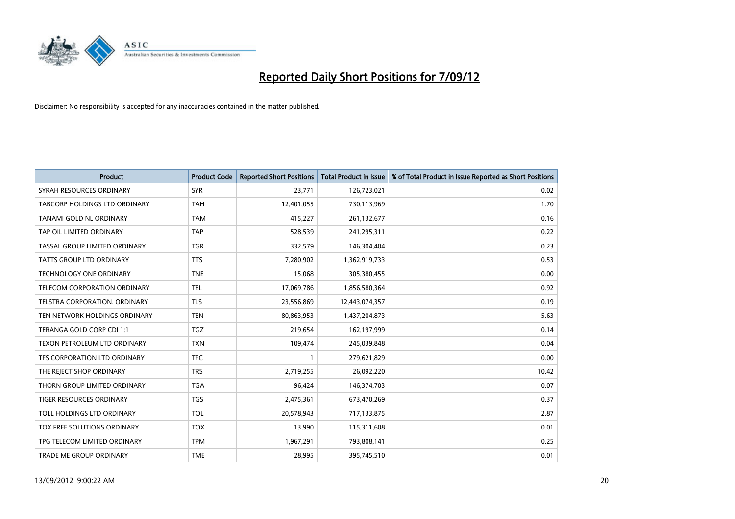# Reported Daily Short Positions for 7/09/12

Disclaimer: No responsibility is accepted for any inaccuracies contained in the matter published.

| Product | Product Code | Reported Short Positions | Total Product in Issue | % of Total Product in Issue Reported as Short Positions |
| --- | --- | --- | --- | --- |
| SYRAH RESOURCES ORDINARY | SYR | 23,771 | 126,723,021 | 0.02 |
| TABCORP HOLDINGS LTD ORDINARY | TAH | 12,401,055 | 730,113,969 | 1.70 |
| TANAMI GOLD NL ORDINARY | TAM | 415,227 | 261,132,677 | 0.16 |
| TAP OIL LIMITED ORDINARY | TAP | 528,539 | 241,295,311 | 0.22 |
| TASSAL GROUP LIMITED ORDINARY | TGR | 332,579 | 146,304,404 | 0.23 |
| TATTS GROUP LTD ORDINARY | TTS | 7,280,902 | 1,362,919,733 | 0.53 |
| TECHNOLOGY ONE ORDINARY | TNE | 15,068 | 305,380,455 | 0.00 |
| TELECOM CORPORATION ORDINARY | TEL | 17,069,786 | 1,856,580,364 | 0.92 |
| TELSTRA CORPORATION. ORDINARY | TLS | 23,556,869 | 12,443,074,357 | 0.19 |
| TEN NETWORK HOLDINGS ORDINARY | TEN | 80,863,953 | 1,437,204,873 | 5.63 |
| TERANGA GOLD CORP CDI 1:1 | TGZ | 219,654 | 162,197,999 | 0.14 |
| TEXON PETROLEUM LTD ORDINARY | TXN | 109,474 | 245,039,848 | 0.04 |
| TFS CORPORATION LTD ORDINARY | TFC | 1 | 279,621,829 | 0.00 |
| THE REJECT SHOP ORDINARY | TRS | 2,719,255 | 26,092,220 | 10.42 |
| THORN GROUP LIMITED ORDINARY | TGA | 96,424 | 146,374,703 | 0.07 |
| TIGER RESOURCES ORDINARY | TGS | 2,475,361 | 673,470,269 | 0.37 |
| TOLL HOLDINGS LTD ORDINARY | TOL | 20,578,943 | 717,133,875 | 2.87 |
| TOX FREE SOLUTIONS ORDINARY | TOX | 13,990 | 115,311,608 | 0.01 |
| TPG TELECOM LIMITED ORDINARY | TPM | 1,967,291 | 793,808,141 | 0.25 |
| TRADE ME GROUP ORDINARY | TME | 28,995 | 395,745,510 | 0.01 |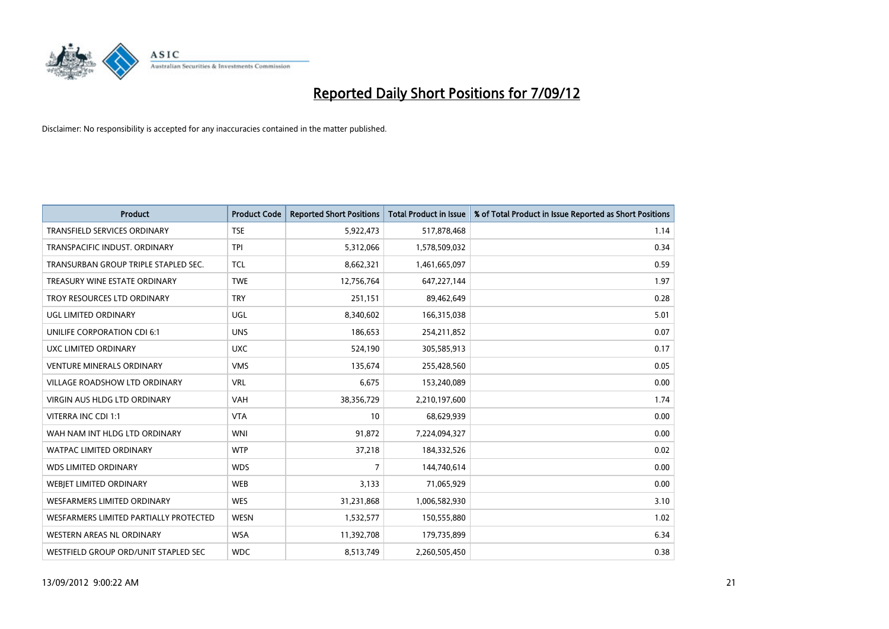# Reported Daily Short Positions for 7/09/12

Disclaimer: No responsibility is accepted for any inaccuracies contained in the matter published.

| Product | Product Code | Reported Short Positions | Total Product in Issue | % of Total Product in Issue Reported as Short Positions |
|---|---|---|---|---|
| TRANSFIELD SERVICES ORDINARY | TSE | 5,922,473 | 517,878,468 | 1.14 |
| TRANSPACIFIC INDUST. ORDINARY | TPI | 5,312,066 | 1,578,509,032 | 0.34 |
| TRANSURBAN GROUP TRIPLE STAPLED SEC. | TCL | 8,662,321 | 1,461,665,097 | 0.59 |
| TREASURY WINE ESTATE ORDINARY | TWE | 12,756,764 | 647,227,144 | 1.97 |
| TROY RESOURCES LTD ORDINARY | TRY | 251,151 | 89,462,649 | 0.28 |
| UGL LIMITED ORDINARY | UGL | 8,340,602 | 166,315,038 | 5.01 |
| UNILIFE CORPORATION CDI 6:1 | UNS | 186,653 | 254,211,852 | 0.07 |
| UXC LIMITED ORDINARY | UXC | 524,190 | 305,585,913 | 0.17 |
| VENTURE MINERALS ORDINARY | VMS | 135,674 | 255,428,560 | 0.05 |
| VILLAGE ROADSHOW LTD ORDINARY | VRL | 6,675 | 153,240,089 | 0.00 |
| VIRGIN AUS HLDG LTD ORDINARY | VAH | 38,356,729 | 2,210,197,600 | 1.74 |
| VITERRA INC CDI 1:1 | VTA | 10 | 68,629,939 | 0.00 |
| WAH NAM INT HLDG LTD ORDINARY | WNI | 91,872 | 7,224,094,327 | 0.00 |
| WATPAC LIMITED ORDINARY | WTP | 37,218 | 184,332,526 | 0.02 |
| WDS LIMITED ORDINARY | WDS | 7 | 144,740,614 | 0.00 |
| WEBJET LIMITED ORDINARY | WEB | 3,133 | 71,065,929 | 0.00 |
| WESFARMERS LIMITED ORDINARY | WES | 31,231,868 | 1,006,582,930 | 3.10 |
| WESFARMERS LIMITED PARTIALLY PROTECTED | WESN | 1,532,577 | 150,555,880 | 1.02 |
| WESTERN AREAS NL ORDINARY | WSA | 11,392,708 | 179,735,899 | 6.34 |
| WESTFIELD GROUP ORD/UNIT STAPLED SEC | WDC | 8,513,749 | 2,260,505,450 | 0.38 |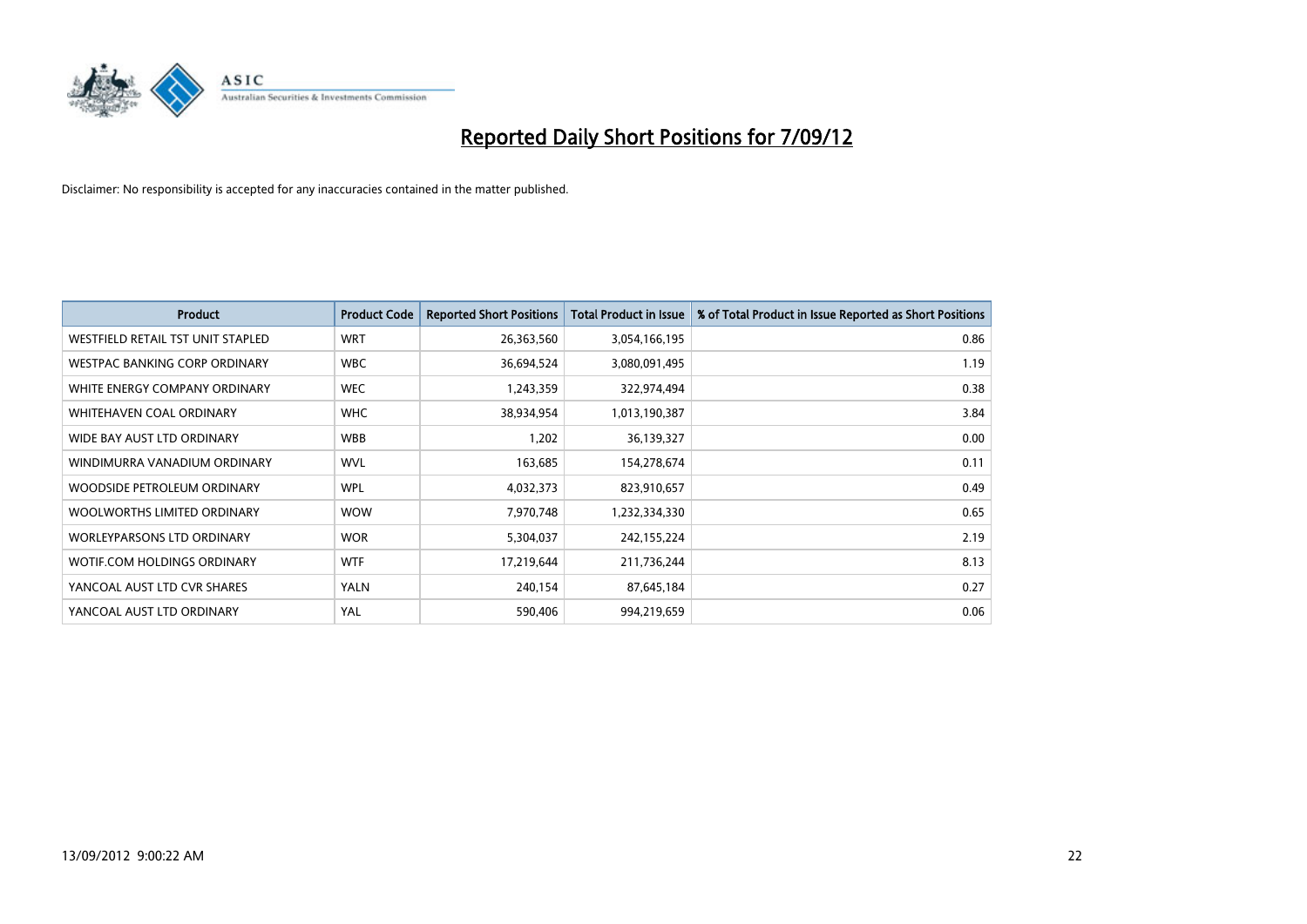# Reported Daily Short Positions for 7/09/12

Disclaimer: No responsibility is accepted for any inaccuracies contained in the matter published.

| Product | Product Code | Reported Short Positions | Total Product in Issue | % of Total Product in Issue Reported as Short Positions |
|---|---|---|---|---|
| WESTFIELD RETAIL TST UNIT STAPLED | WRT | 26,363,560 | 3,054,166,195 | 0.86 |
| WESTPAC BANKING CORP ORDINARY | WBC | 36,694,524 | 3,080,091,495 | 1.19 |
| WHITE ENERGY COMPANY ORDINARY | WEC | 1,243,359 | 322,974,494 | 0.38 |
| WHITEHAVEN COAL ORDINARY | WHC | 38,934,954 | 1,013,190,387 | 3.84 |
| WIDE BAY AUST LTD ORDINARY | WBB | 1,202 | 36,139,327 | 0.00 |
| WINDIMURRA VANADIUM ORDINARY | WVL | 163,685 | 154,278,674 | 0.11 |
| WOODSIDE PETROLEUM ORDINARY | WPL | 4,032,373 | 823,910,657 | 0.49 |
| WOOLWORTHS LIMITED ORDINARY | WOW | 7,970,748 | 1,232,334,330 | 0.65 |
| WORLEYPARSONS LTD ORDINARY | WOR | 5,304,037 | 242,155,224 | 2.19 |
| WOTIF.COM HOLDINGS ORDINARY | WTF | 17,219,644 | 211,736,244 | 8.13 |
| YANCOAL AUST LTD CVR SHARES | YALN | 240,154 | 87,645,184 | 0.27 |
| YANCOAL AUST LTD ORDINARY | YAL | 590,406 | 994,219,659 | 0.06 |